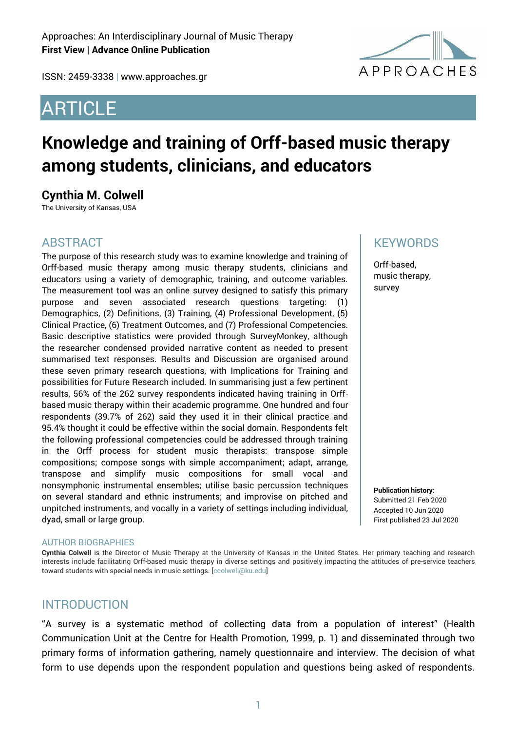Approaches: An Interdisciplinary Journal of Music Therapy
**First View | Advance Online Publication**

ISSN: 2459-3338 | www.approaches.gr

# ARTICLE

# Knowledge and training of Orff-based music therapy among students, clinicians, and educators

## Cynthia M. Colwell

The University of Kansas, USA

## ABSTRACT

The purpose of this research study was to examine knowledge and training of Orff-based music therapy among music therapy students, clinicians and educators using a variety of demographic, training, and outcome variables. The measurement tool was an online survey designed to satisfy this primary purpose and seven associated research questions targeting: (1) Demographics, (2) Definitions, (3) Training, (4) Professional Development, (5) Clinical Practice, (6) Treatment Outcomes, and (7) Professional Competencies. Basic descriptive statistics were provided through SurveyMonkey, although the researcher condensed provided narrative content as needed to present summarised text responses. Results and Discussion are organised around these seven primary research questions, with Implications for Training and possibilities for Future Research included. In summarising just a few pertinent results, 56% of the 262 survey respondents indicated having training in Orff-based music therapy within their academic programme. One hundred and four respondents (39.7% of 262) said they used it in their clinical practice and 95.4% thought it could be effective within the social domain. Respondents felt the following professional competencies could be addressed through training in the Orff process for student music therapists: transpose simple compositions; compose songs with simple accompaniment; adapt, arrange, transpose and simplify music compositions for small vocal and nonsymphonic instrumental ensembles; utilise basic percussion techniques on several standard and ethnic instruments; and improvise on pitched and unpitched instruments, and vocally in a variety of settings including individual, dyad, small or large group.

## KEYWORDS

Orff-based,
music therapy,
survey

**Publication history:**
Submitted 21 Feb 2020
Accepted 10 Jun 2020
First published 23 Jul 2020

## AUTHOR BIOGRAPHIES

**Cynthia Colwell** is the Director of Music Therapy at the University of Kansas in the United States. Her primary teaching and research interests include facilitating Orff-based music therapy in diverse settings and positively impacting the attitudes of pre-service teachers toward students with special needs in music settings. [ccolwell@ku.edu]

## INTRODUCTION

"A survey is a systematic method of collecting data from a population of interest" (Health Communication Unit at the Centre for Health Promotion, 1999, p. 1) and disseminated through two primary forms of information gathering, namely questionnaire and interview. The decision of what form to use depends upon the respondent population and questions being asked of respondents.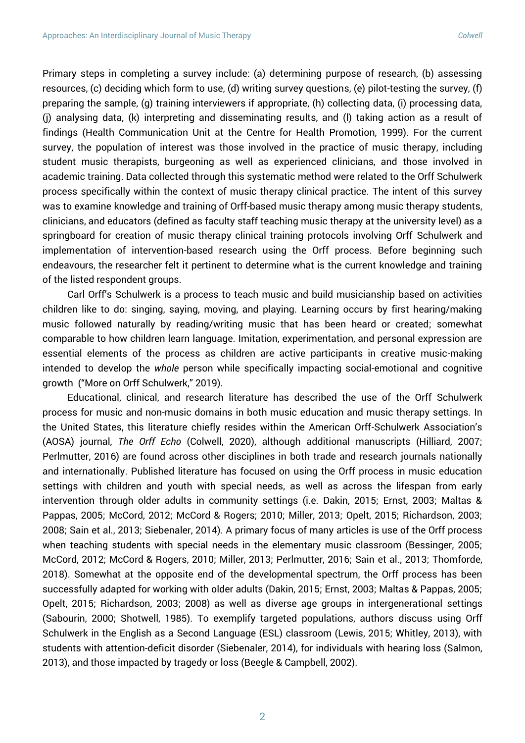Primary steps in completing a survey include: (a) determining purpose of research, (b) assessing resources, (c) deciding which form to use, (d) writing survey questions, (e) pilot-testing the survey, (f) preparing the sample, (g) training interviewers if appropriate, (h) collecting data, (i) processing data, (j) analysing data, (k) interpreting and disseminating results, and (l) taking action as a result of findings (Health Communication Unit at the Centre for Health Promotion, 1999). For the current survey, the population of interest was those involved in the practice of music therapy, including student music therapists, burgeoning as well as experienced clinicians, and those involved in academic training. Data collected through this systematic method were related to the Orff Schulwerk process specifically within the context of music therapy clinical practice. The intent of this survey was to examine knowledge and training of Orff-based music therapy among music therapy students, clinicians, and educators (defined as faculty staff teaching music therapy at the university level) as a springboard for creation of music therapy clinical training protocols involving Orff Schulwerk and implementation of intervention-based research using the Orff process. Before beginning such endeavours, the researcher felt it pertinent to determine what is the current knowledge and training of the listed respondent groups.

Carl Orff's Schulwerk is a process to teach music and build musicianship based on activities children like to do: singing, saying, moving, and playing. Learning occurs by first hearing/making music followed naturally by reading/writing music that has been heard or created; somewhat comparable to how children learn language. Imitation, experimentation, and personal expression are essential elements of the process as children are active participants in creative music-making intended to develop the *whole* person while specifically impacting social-emotional and cognitive growth ("More on Orff Schulwerk," 2019).

Educational, clinical, and research literature has described the use of the Orff Schulwerk process for music and non-music domains in both music education and music therapy settings. In the United States, this literature chiefly resides within the American Orff-Schulwerk Association's (AOSA) journal, *The Orff Echo* (Colwell, 2020), although additional manuscripts (Hilliard, 2007; Perlmutter, 2016) are found across other disciplines in both trade and research journals nationally and internationally. Published literature has focused on using the Orff process in music education settings with children and youth with special needs, as well as across the lifespan from early intervention through older adults in community settings (i.e. Dakin, 2015; Ernst, 2003; Maltas & Pappas, 2005; McCord, 2012; McCord & Rogers; 2010; Miller, 2013; Opelt, 2015; Richardson, 2003; 2008; Sain et al., 2013; Siebenaler, 2014). A primary focus of many articles is use of the Orff process when teaching students with special needs in the elementary music classroom (Bessinger, 2005; McCord, 2012; McCord & Rogers, 2010; Miller, 2013; Perlmutter, 2016; Sain et al., 2013; Thomforde, 2018). Somewhat at the opposite end of the developmental spectrum, the Orff process has been successfully adapted for working with older adults (Dakin, 2015; Ernst, 2003; Maltas & Pappas, 2005; Opelt, 2015; Richardson, 2003; 2008) as well as diverse age groups in intergenerational settings (Sabourin, 2000; Shotwell, 1985). To exemplify targeted populations, authors discuss using Orff Schulwerk in the English as a Second Language (ESL) classroom (Lewis, 2015; Whitley, 2013), with students with attention-deficit disorder (Siebenaler, 2014), for individuals with hearing loss (Salmon, 2013), and those impacted by tragedy or loss (Beegle & Campbell, 2002).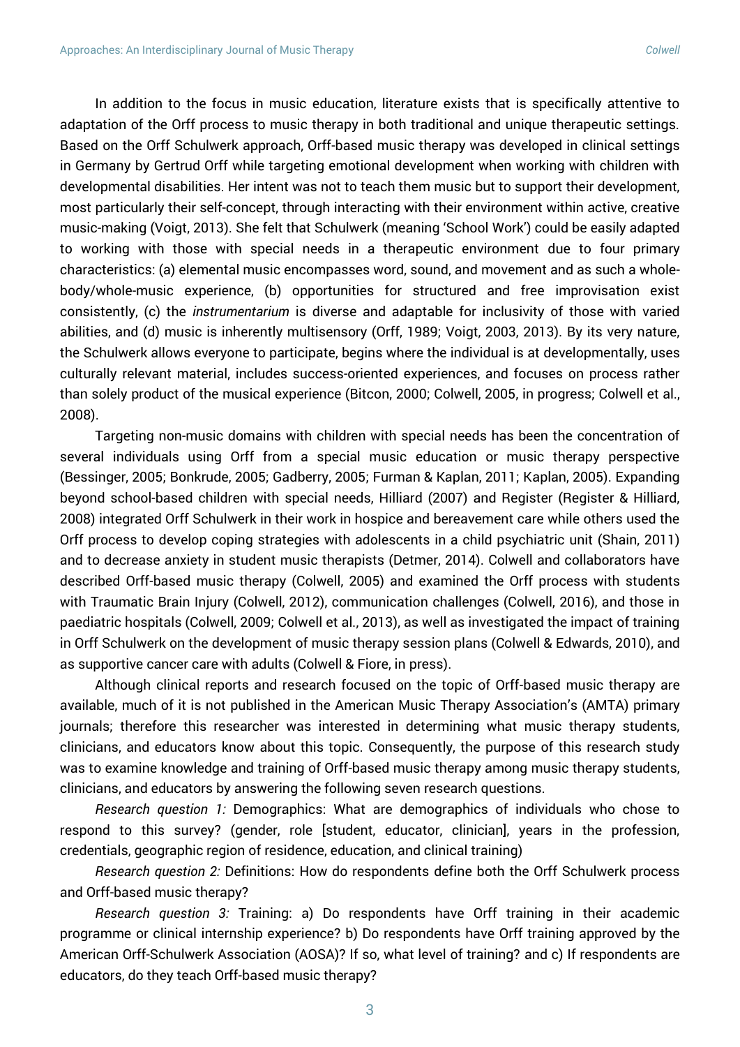In addition to the focus in music education, literature exists that is specifically attentive to adaptation of the Orff process to music therapy in both traditional and unique therapeutic settings. Based on the Orff Schulwerk approach, Orff-based music therapy was developed in clinical settings in Germany by Gertrud Orff while targeting emotional development when working with children with developmental disabilities. Her intent was not to teach them music but to support their development, most particularly their self-concept, through interacting with their environment within active, creative music-making (Voigt, 2013). She felt that Schulwerk (meaning 'School Work') could be easily adapted to working with those with special needs in a therapeutic environment due to four primary characteristics: (a) elemental music encompasses word, sound, and movement and as such a whole-body/whole-music experience, (b) opportunities for structured and free improvisation exist consistently, (c) the *instrumentarium* is diverse and adaptable for inclusivity of those with varied abilities, and (d) music is inherently multisensory (Orff, 1989; Voigt, 2003, 2013). By its very nature, the Schulwerk allows everyone to participate, begins where the individual is at developmentally, uses culturally relevant material, includes success-oriented experiences, and focuses on process rather than solely product of the musical experience (Bitcon, 2000; Colwell, 2005, in progress; Colwell et al., 2008).

Targeting non-music domains with children with special needs has been the concentration of several individuals using Orff from a special music education or music therapy perspective (Bessinger, 2005; Bonkrude, 2005; Gadberry, 2005; Furman & Kaplan, 2011; Kaplan, 2005). Expanding beyond school-based children with special needs, Hilliard (2007) and Register (Register & Hilliard, 2008) integrated Orff Schulwerk in their work in hospice and bereavement care while others used the Orff process to develop coping strategies with adolescents in a child psychiatric unit (Shain, 2011) and to decrease anxiety in student music therapists (Detmer, 2014). Colwell and collaborators have described Orff-based music therapy (Colwell, 2005) and examined the Orff process with students with Traumatic Brain Injury (Colwell, 2012), communication challenges (Colwell, 2016), and those in paediatric hospitals (Colwell, 2009; Colwell et al., 2013), as well as investigated the impact of training in Orff Schulwerk on the development of music therapy session plans (Colwell & Edwards, 2010), and as supportive cancer care with adults (Colwell & Fiore, in press).

Although clinical reports and research focused on the topic of Orff-based music therapy are available, much of it is not published in the American Music Therapy Association's (AMTA) primary journals; therefore this researcher was interested in determining what music therapy students, clinicians, and educators know about this topic. Consequently, the purpose of this research study was to examine knowledge and training of Orff-based music therapy among music therapy students, clinicians, and educators by answering the following seven research questions.

*Research question 1:* Demographics: What are demographics of individuals who chose to respond to this survey? (gender, role [student, educator, clinician], years in the profession, credentials, geographic region of residence, education, and clinical training)

*Research question 2:* Definitions: How do respondents define both the Orff Schulwerk process and Orff-based music therapy?

*Research question 3:* Training: a) Do respondents have Orff training in their academic programme or clinical internship experience? b) Do respondents have Orff training approved by the American Orff-Schulwerk Association (AOSA)? If so, what level of training? and c) If respondents are educators, do they teach Orff-based music therapy?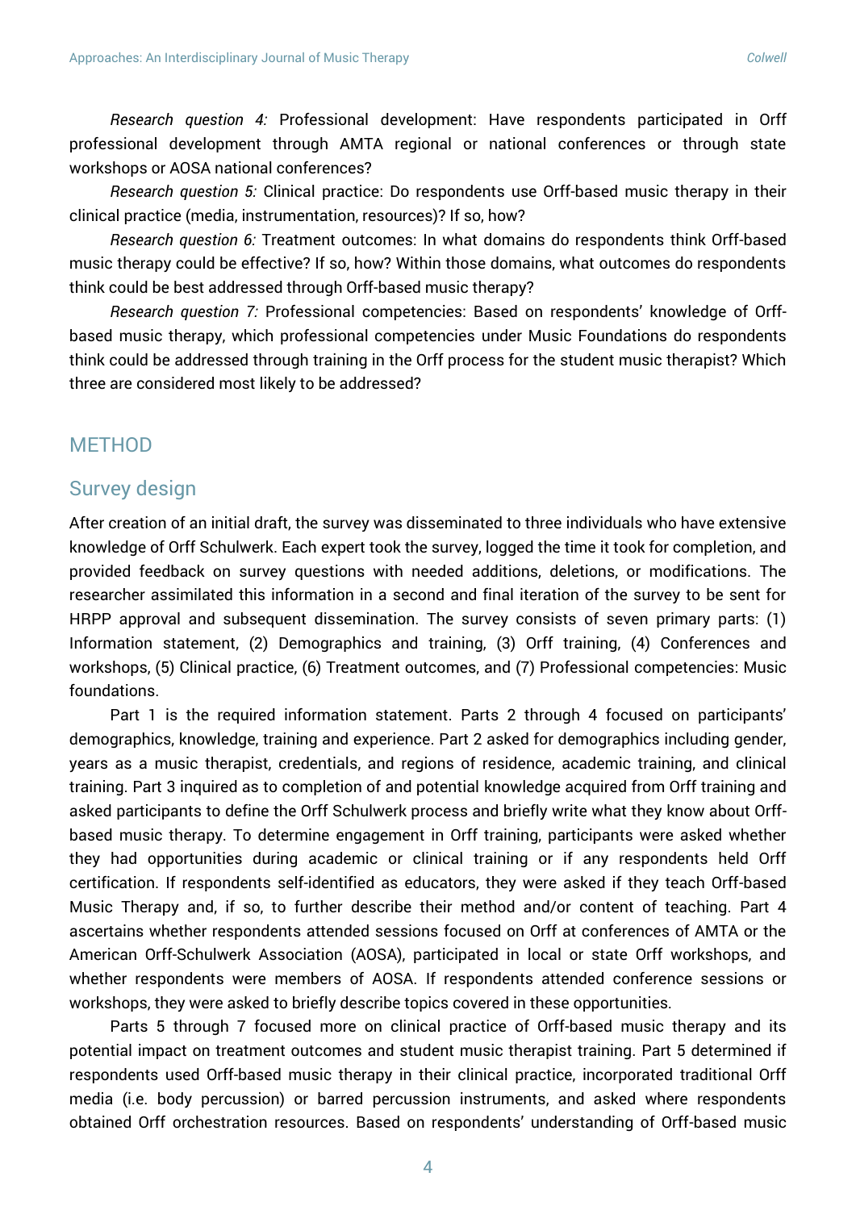*Research question 4:* Professional development: Have respondents participated in Orff professional development through AMTA regional or national conferences or through state workshops or AOSA national conferences?

*Research question 5:* Clinical practice: Do respondents use Orff-based music therapy in their clinical practice (media, instrumentation, resources)? If so, how?

*Research question 6:* Treatment outcomes: In what domains do respondents think Orff-based music therapy could be effective? If so, how? Within those domains, what outcomes do respondents think could be best addressed through Orff-based music therapy?

*Research question 7:* Professional competencies: Based on respondents' knowledge of Orff-based music therapy, which professional competencies under Music Foundations do respondents think could be addressed through training in the Orff process for the student music therapist? Which three are considered most likely to be addressed?

## METHOD

### Survey design

After creation of an initial draft, the survey was disseminated to three individuals who have extensive knowledge of Orff Schulwerk. Each expert took the survey, logged the time it took for completion, and provided feedback on survey questions with needed additions, deletions, or modifications. The researcher assimilated this information in a second and final iteration of the survey to be sent for HRPP approval and subsequent dissemination. The survey consists of seven primary parts: (1) Information statement, (2) Demographics and training, (3) Orff training, (4) Conferences and workshops, (5) Clinical practice, (6) Treatment outcomes, and (7) Professional competencies: Music foundations.

Part 1 is the required information statement. Parts 2 through 4 focused on participants' demographics, knowledge, training and experience. Part 2 asked for demographics including gender, years as a music therapist, credentials, and regions of residence, academic training, and clinical training. Part 3 inquired as to completion of and potential knowledge acquired from Orff training and asked participants to define the Orff Schulwerk process and briefly write what they know about Orff-based music therapy. To determine engagement in Orff training, participants were asked whether they had opportunities during academic or clinical training or if any respondents held Orff certification. If respondents self-identified as educators, they were asked if they teach Orff-based Music Therapy and, if so, to further describe their method and/or content of teaching. Part 4 ascertains whether respondents attended sessions focused on Orff at conferences of AMTA or the American Orff-Schulwerk Association (AOSA), participated in local or state Orff workshops, and whether respondents were members of AOSA. If respondents attended conference sessions or workshops, they were asked to briefly describe topics covered in these opportunities.

Parts 5 through 7 focused more on clinical practice of Orff-based music therapy and its potential impact on treatment outcomes and student music therapist training. Part 5 determined if respondents used Orff-based music therapy in their clinical practice, incorporated traditional Orff media (i.e. body percussion) or barred percussion instruments, and asked where respondents obtained Orff orchestration resources. Based on respondents' understanding of Orff-based music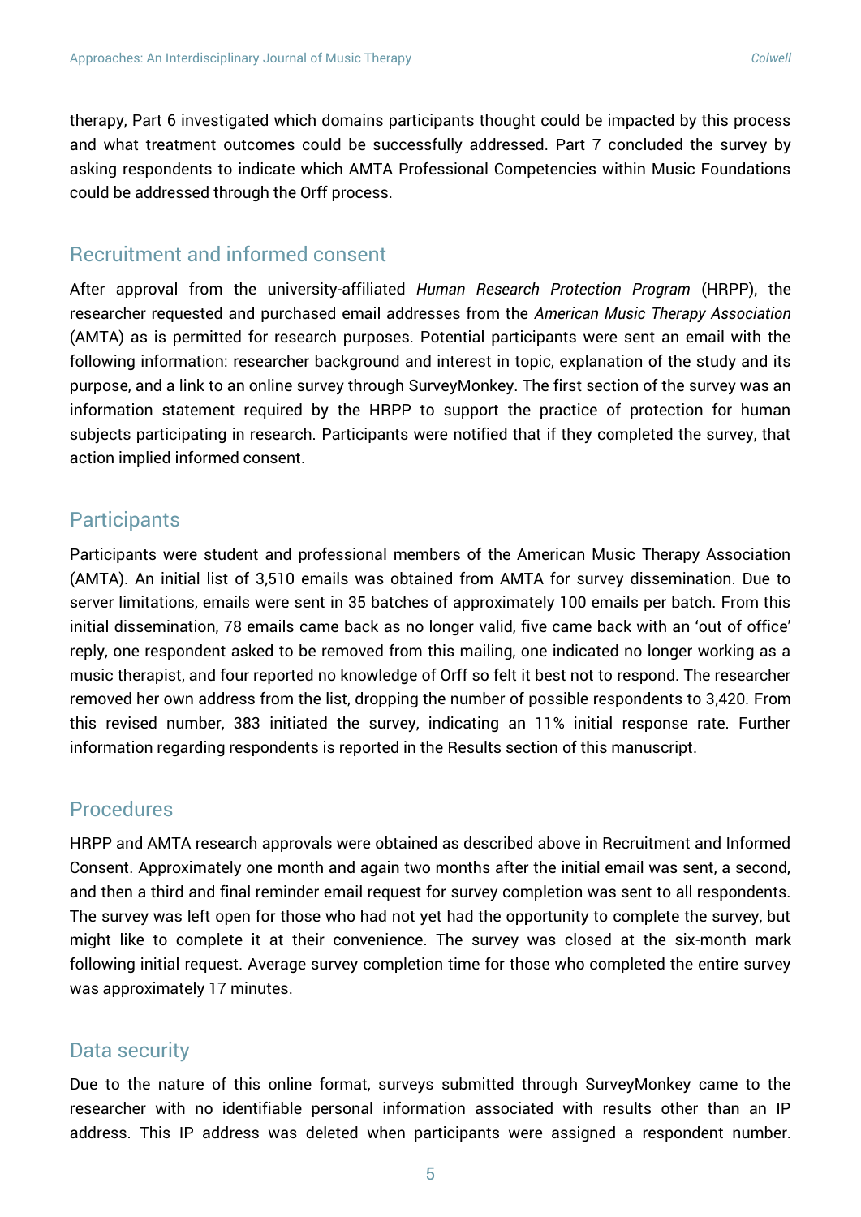therapy, Part 6 investigated which domains participants thought could be impacted by this process and what treatment outcomes could be successfully addressed. Part 7 concluded the survey by asking respondents to indicate which AMTA Professional Competencies within Music Foundations could be addressed through the Orff process.

## Recruitment and informed consent

After approval from the university-affiliated *Human Research Protection Program* (HRPP), the researcher requested and purchased email addresses from the *American Music Therapy Association* (AMTA) as is permitted for research purposes. Potential participants were sent an email with the following information: researcher background and interest in topic, explanation of the study and its purpose, and a link to an online survey through SurveyMonkey. The first section of the survey was an information statement required by the HRPP to support the practice of protection for human subjects participating in research. Participants were notified that if they completed the survey, that action implied informed consent.

## Participants

Participants were student and professional members of the American Music Therapy Association (AMTA). An initial list of 3,510 emails was obtained from AMTA for survey dissemination. Due to server limitations, emails were sent in 35 batches of approximately 100 emails per batch. From this initial dissemination, 78 emails came back as no longer valid, five came back with an 'out of office' reply, one respondent asked to be removed from this mailing, one indicated no longer working as a music therapist, and four reported no knowledge of Orff so felt it best not to respond. The researcher removed her own address from the list, dropping the number of possible respondents to 3,420. From this revised number, 383 initiated the survey, indicating an 11% initial response rate. Further information regarding respondents is reported in the Results section of this manuscript.

## Procedures

HRPP and AMTA research approvals were obtained as described above in Recruitment and Informed Consent. Approximately one month and again two months after the initial email was sent, a second, and then a third and final reminder email request for survey completion was sent to all respondents. The survey was left open for those who had not yet had the opportunity to complete the survey, but might like to complete it at their convenience. The survey was closed at the six-month mark following initial request. Average survey completion time for those who completed the entire survey was approximately 17 minutes.

## Data security

Due to the nature of this online format, surveys submitted through SurveyMonkey came to the researcher with no identifiable personal information associated with results other than an IP address. This IP address was deleted when participants were assigned a respondent number.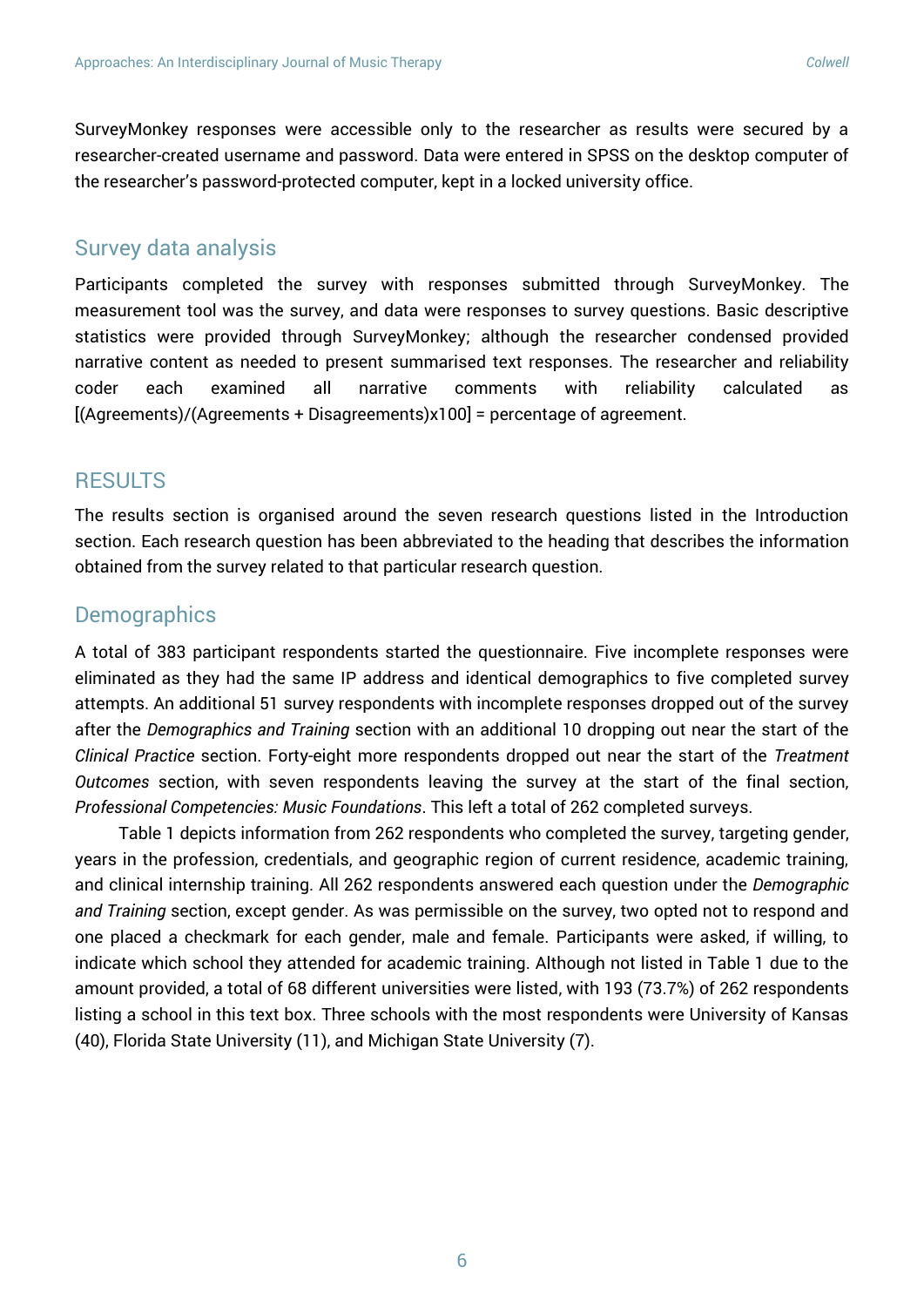SurveyMonkey responses were accessible only to the researcher as results were secured by a researcher-created username and password. Data were entered in SPSS on the desktop computer of the researcher's password-protected computer, kept in a locked university office.

## Survey data analysis

Participants completed the survey with responses submitted through SurveyMonkey. The measurement tool was the survey, and data were responses to survey questions. Basic descriptive statistics were provided through SurveyMonkey; although the researcher condensed provided narrative content as needed to present summarised text responses. The researcher and reliability coder each examined all narrative comments with reliability calculated as [(Agreements)/(Agreements + Disagreements)x100] = percentage of agreement.

# RESULTS

The results section is organised around the seven research questions listed in the Introduction section. Each research question has been abbreviated to the heading that describes the information obtained from the survey related to that particular research question.

## Demographics

A total of 383 participant respondents started the questionnaire. Five incomplete responses were eliminated as they had the same IP address and identical demographics to five completed survey attempts. An additional 51 survey respondents with incomplete responses dropped out of the survey after the *Demographics and Training* section with an additional 10 dropping out near the start of the *Clinical Practice* section. Forty-eight more respondents dropped out near the start of the *Treatment Outcomes* section, with seven respondents leaving the survey at the start of the final section, *Professional Competencies: Music Foundations*. This left a total of 262 completed surveys.

Table 1 depicts information from 262 respondents who completed the survey, targeting gender, years in the profession, credentials, and geographic region of current residence, academic training, and clinical internship training. All 262 respondents answered each question under the *Demographic and Training* section, except gender. As was permissible on the survey, two opted not to respond and one placed a checkmark for each gender, male and female. Participants were asked, if willing, to indicate which school they attended for academic training. Although not listed in Table 1 due to the amount provided, a total of 68 different universities were listed, with 193 (73.7%) of 262 respondents listing a school in this text box. Three schools with the most respondents were University of Kansas (40), Florida State University (11), and Michigan State University (7).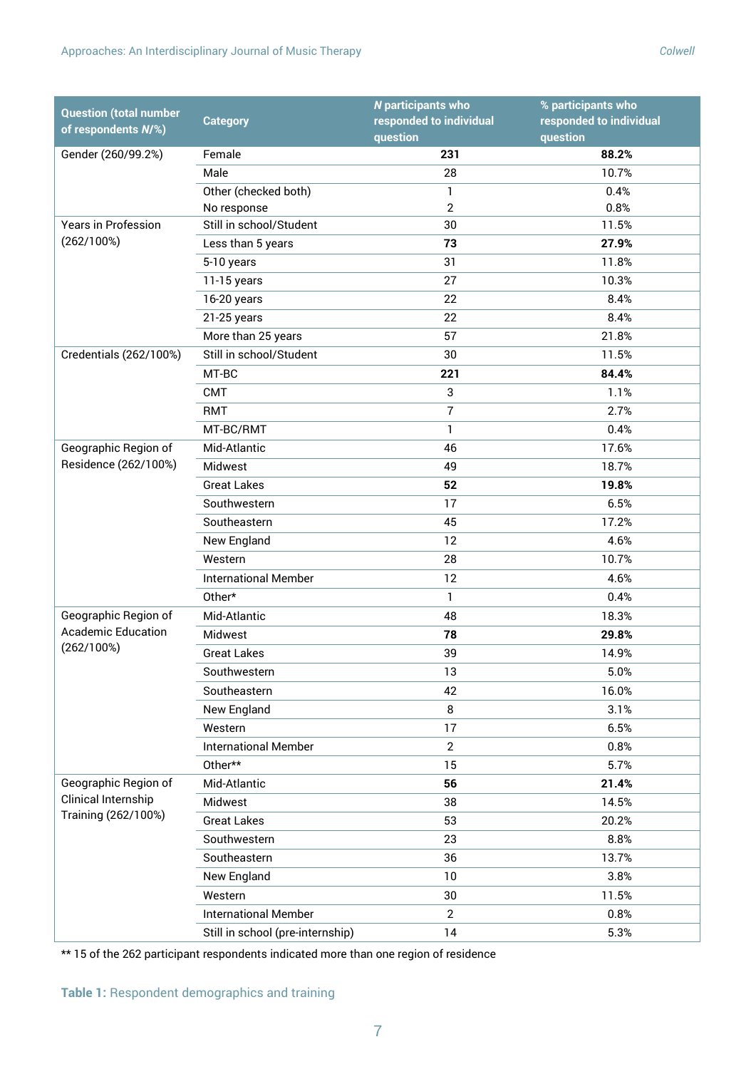| Question (total number of respondents *N*/%) | Category | *N* participants who responded to individual question | % participants who responded to individual question |
|---|---|---|---|
| Gender (260/99.2%) | Female | **231** | **88.2%** |
| | Male | 28 | 10.7% |
| | Other (checked both) | 1 | 0.4% |
| | No response | 2 | 0.8% |
| Years in Profession (262/100%) | Still in school/Student | 30 | 11.5% |
| | Less than 5 years | **73** | **27.9%** |
| | 5-10 years | 31 | 11.8% |
| | 11-15 years | 27 | 10.3% |
| | 16-20 years | 22 | 8.4% |
| | 21-25 years | 22 | 8.4% |
| | More than 25 years | 57 | 21.8% |
| Credentials (262/100%) | Still in school/Student | 30 | 11.5% |
| | MT-BC | **221** | **84.4%** |
| | CMT | 3 | 1.1% |
| | RMT | 7 | 2.7% |
| | MT-BC/RMT | 1 | 0.4% |
| Geographic Region of Residence (262/100%) | Mid-Atlantic | 46 | 17.6% |
| | Midwest | 49 | 18.7% |
| | Great Lakes | **52** | **19.8%** |
| | Southwestern | 17 | 6.5% |
| | Southeastern | 45 | 17.2% |
| | New England | 12 | 4.6% |
| | Western | 28 | 10.7% |
| | International Member | 12 | 4.6% |
| | Other* | 1 | 0.4% |
| Geographic Region of Academic Education (262/100%) | Mid-Atlantic | 48 | 18.3% |
| | Midwest | **78** | **29.8%** |
| | Great Lakes | 39 | 14.9% |
| | Southwestern | 13 | 5.0% |
| | Southeastern | 42 | 16.0% |
| | New England | 8 | 3.1% |
| | Western | 17 | 6.5% |
| | International Member | 2 | 0.8% |
| | Other** | 15 | 5.7% |
| Geographic Region of Clinical Internship Training (262/100%) | Mid-Atlantic | **56** | **21.4%** |
| | Midwest | 38 | 14.5% |
| | Great Lakes | 53 | 20.2% |
| | Southwestern | 23 | 8.8% |
| | Southeastern | 36 | 13.7% |
| | New England | 10 | 3.8% |
| | Western | 30 | 11.5% |
| | International Member | 2 | 0.8% |
| | Still in school (pre-internship) | 14 | 5.3% |

** 15 of the 262 participant respondents indicated more than one region of residence

**Table 1:** Respondent demographics and training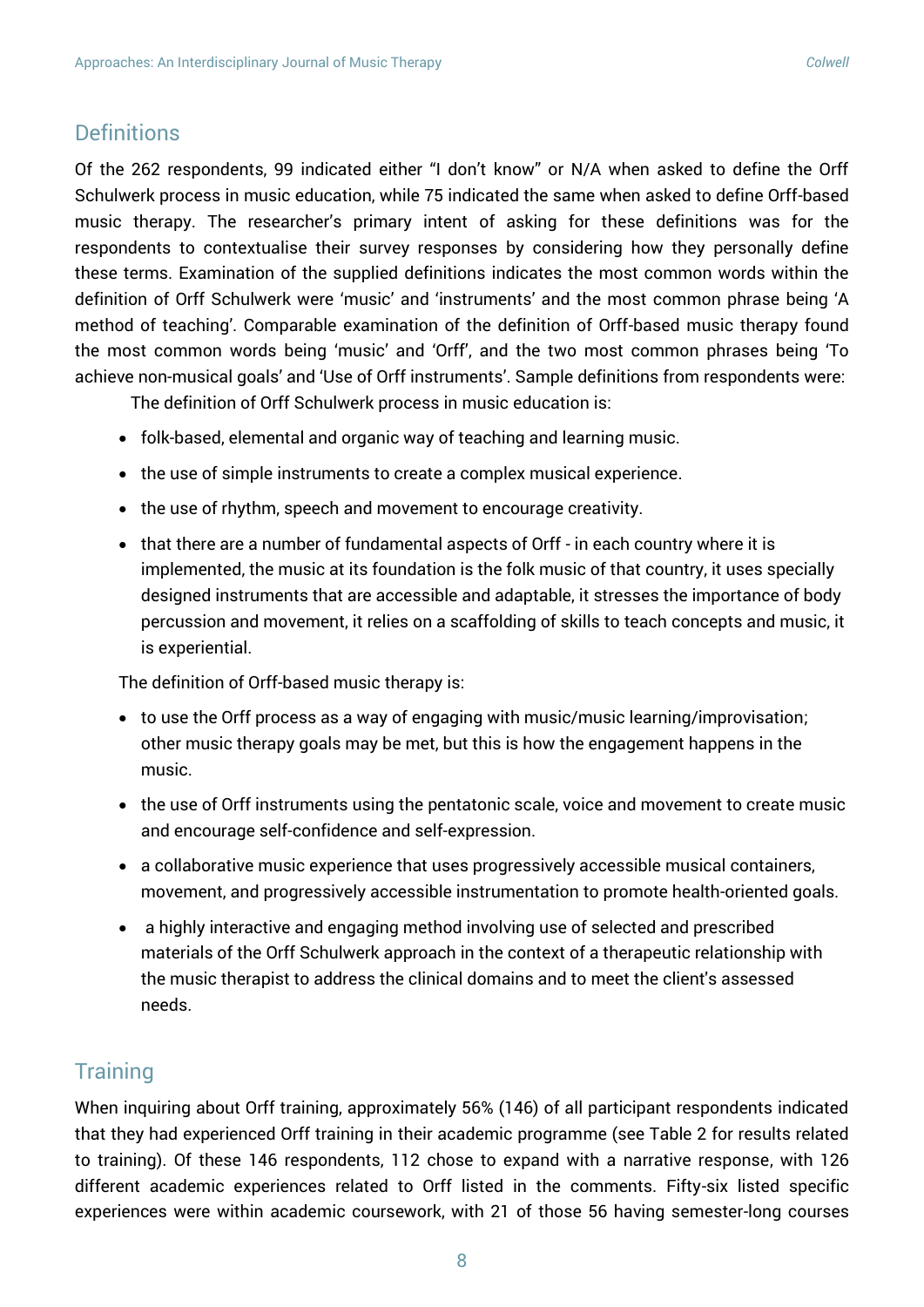## Definitions

Of the 262 respondents, 99 indicated either "I don't know" or N/A when asked to define the Orff Schulwerk process in music education, while 75 indicated the same when asked to define Orff-based music therapy. The researcher's primary intent of asking for these definitions was for the respondents to contextualise their survey responses by considering how they personally define these terms. Examination of the supplied definitions indicates the most common words within the definition of Orff Schulwerk were 'music' and 'instruments' and the most common phrase being 'A method of teaching'. Comparable examination of the definition of Orff-based music therapy found the most common words being 'music' and 'Orff', and the two most common phrases being 'To achieve non-musical goals' and 'Use of Orff instruments'. Sample definitions from respondents were:

The definition of Orff Schulwerk process in music education is:

- folk-based, elemental and organic way of teaching and learning music.
- the use of simple instruments to create a complex musical experience.
- the use of rhythm, speech and movement to encourage creativity.
- that there are a number of fundamental aspects of Orff - in each country where it is implemented, the music at its foundation is the folk music of that country, it uses specially designed instruments that are accessible and adaptable, it stresses the importance of body percussion and movement, it relies on a scaffolding of skills to teach concepts and music, it is experiential.

The definition of Orff-based music therapy is:

- to use the Orff process as a way of engaging with music/music learning/improvisation; other music therapy goals may be met, but this is how the engagement happens in the music.
- the use of Orff instruments using the pentatonic scale, voice and movement to create music and encourage self-confidence and self-expression.
- a collaborative music experience that uses progressively accessible musical containers, movement, and progressively accessible instrumentation to promote health-oriented goals.
- a highly interactive and engaging method involving use of selected and prescribed materials of the Orff Schulwerk approach in the context of a therapeutic relationship with the music therapist to address the clinical domains and to meet the client's assessed needs.

## Training

When inquiring about Orff training, approximately 56% (146) of all participant respondents indicated that they had experienced Orff training in their academic programme (see Table 2 for results related to training). Of these 146 respondents, 112 chose to expand with a narrative response, with 126 different academic experiences related to Orff listed in the comments. Fifty-six listed specific experiences were within academic coursework, with 21 of those 56 having semester-long courses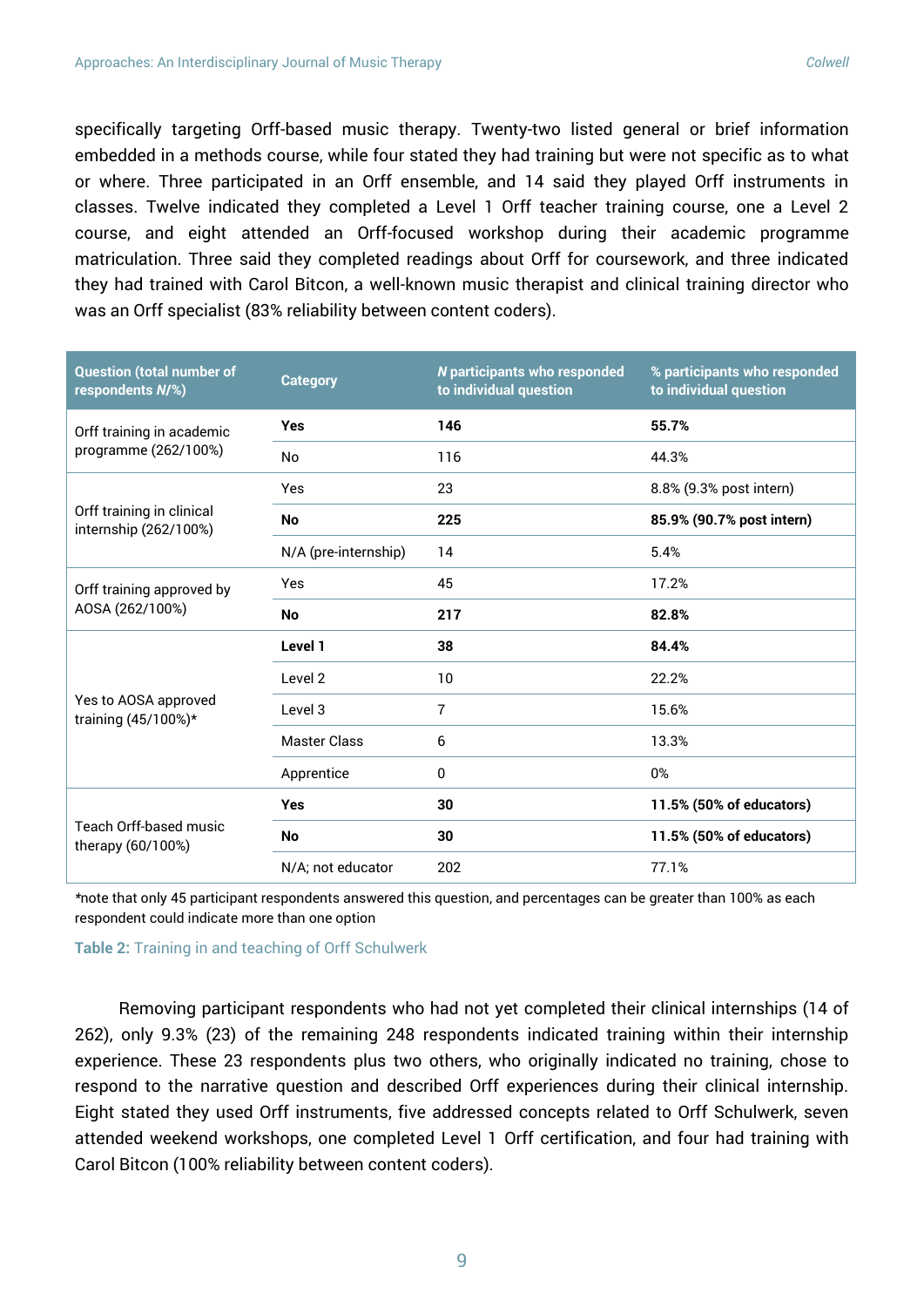specifically targeting Orff-based music therapy. Twenty-two listed general or brief information embedded in a methods course, while four stated they had training but were not specific as to what or where. Three participated in an Orff ensemble, and 14 said they played Orff instruments in classes. Twelve indicated they completed a Level 1 Orff teacher training course, one a Level 2 course, and eight attended an Orff-focused workshop during their academic programme matriculation. Three said they completed readings about Orff for coursework, and three indicated they had trained with Carol Bitcon, a well-known music therapist and clinical training director who was an Orff specialist (83% reliability between content coders).

| Question (total number of respondents *N*/%) | Category | *N* participants who responded to individual question | % participants who responded to individual question |
|---|---|---|---|
| Orff training in academic programme (262/100%) | **Yes** | **146** | **55.7%** |
| | No | 116 | 44.3% |
| Orff training in clinical internship (262/100%) | Yes | 23 | 8.8% (9.3% post intern) |
| | **No** | **225** | **85.9% (90.7% post intern)** |
| | N/A (pre-internship) | 14 | 5.4% |
| Orff training approved by AOSA (262/100%) | Yes | 45 | 17.2% |
| | **No** | **217** | **82.8%** |
| Yes to AOSA approved training (45/100%)* | **Level 1** | **38** | **84.4%** |
| | Level 2 | 10 | 22.2% |
| | Level 3 | 7 | 15.6% |
| | Master Class | 6 | 13.3% |
| | Apprentice | 0 | 0% |
| Teach Orff-based music therapy (60/100%) | **Yes** | **30** | **11.5% (50% of educators)** |
| | **No** | **30** | **11.5% (50% of educators)** |
| | N/A; not educator | 202 | 77.1% |

*note that only 45 participant respondents answered this question, and percentages can be greater than 100% as each respondent could indicate more than one option

**Table 2:** Training in and teaching of Orff Schulwerk

Removing participant respondents who had not yet completed their clinical internships (14 of 262), only 9.3% (23) of the remaining 248 respondents indicated training within their internship experience. These 23 respondents plus two others, who originally indicated no training, chose to respond to the narrative question and described Orff experiences during their clinical internship. Eight stated they used Orff instruments, five addressed concepts related to Orff Schulwerk, seven attended weekend workshops, one completed Level 1 Orff certification, and four had training with Carol Bitcon (100% reliability between content coders).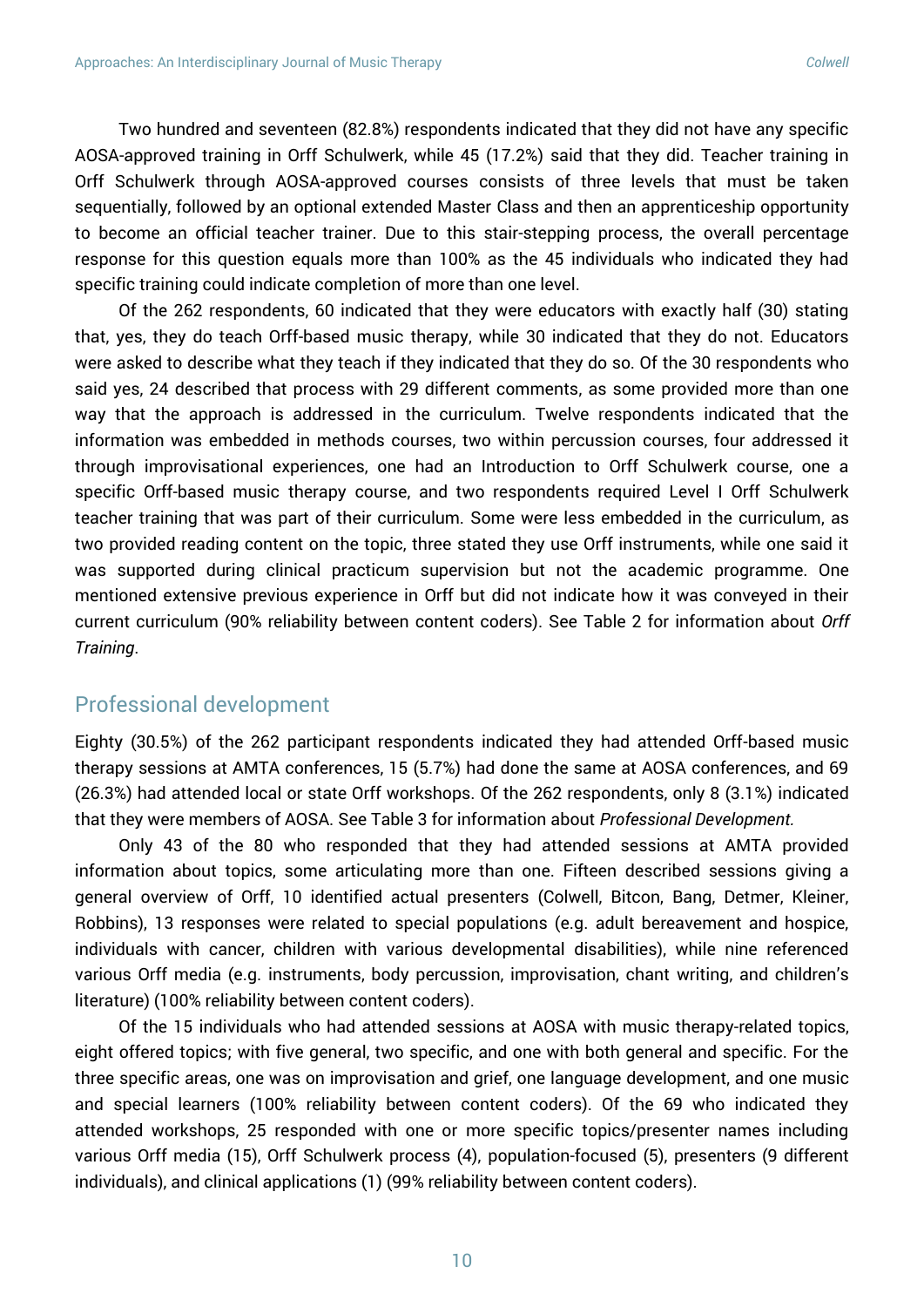Two hundred and seventeen (82.8%) respondents indicated that they did not have any specific AOSA-approved training in Orff Schulwerk, while 45 (17.2%) said that they did. Teacher training in Orff Schulwerk through AOSA-approved courses consists of three levels that must be taken sequentially, followed by an optional extended Master Class and then an apprenticeship opportunity to become an official teacher trainer. Due to this stair-stepping process, the overall percentage response for this question equals more than 100% as the 45 individuals who indicated they had specific training could indicate completion of more than one level.

Of the 262 respondents, 60 indicated that they were educators with exactly half (30) stating that, yes, they do teach Orff-based music therapy, while 30 indicated that they do not. Educators were asked to describe what they teach if they indicated that they do so. Of the 30 respondents who said yes, 24 described that process with 29 different comments, as some provided more than one way that the approach is addressed in the curriculum. Twelve respondents indicated that the information was embedded in methods courses, two within percussion courses, four addressed it through improvisational experiences, one had an Introduction to Orff Schulwerk course, one a specific Orff-based music therapy course, and two respondents required Level I Orff Schulwerk teacher training that was part of their curriculum. Some were less embedded in the curriculum, as two provided reading content on the topic, three stated they use Orff instruments, while one said it was supported during clinical practicum supervision but not the academic programme. One mentioned extensive previous experience in Orff but did not indicate how it was conveyed in their current curriculum (90% reliability between content coders). See Table 2 for information about *Orff Training*.

## Professional development

Eighty (30.5%) of the 262 participant respondents indicated they had attended Orff-based music therapy sessions at AMTA conferences, 15 (5.7%) had done the same at AOSA conferences, and 69 (26.3%) had attended local or state Orff workshops. Of the 262 respondents, only 8 (3.1%) indicated that they were members of AOSA. See Table 3 for information about *Professional Development.*

Only 43 of the 80 who responded that they had attended sessions at AMTA provided information about topics, some articulating more than one. Fifteen described sessions giving a general overview of Orff, 10 identified actual presenters (Colwell, Bitcon, Bang, Detmer, Kleiner, Robbins), 13 responses were related to special populations (e.g. adult bereavement and hospice, individuals with cancer, children with various developmental disabilities), while nine referenced various Orff media (e.g. instruments, body percussion, improvisation, chant writing, and children's literature) (100% reliability between content coders).

Of the 15 individuals who had attended sessions at AOSA with music therapy-related topics, eight offered topics; with five general, two specific, and one with both general and specific. For the three specific areas, one was on improvisation and grief, one language development, and one music and special learners (100% reliability between content coders). Of the 69 who indicated they attended workshops, 25 responded with one or more specific topics/presenter names including various Orff media (15), Orff Schulwerk process (4), population-focused (5), presenters (9 different individuals), and clinical applications (1) (99% reliability between content coders).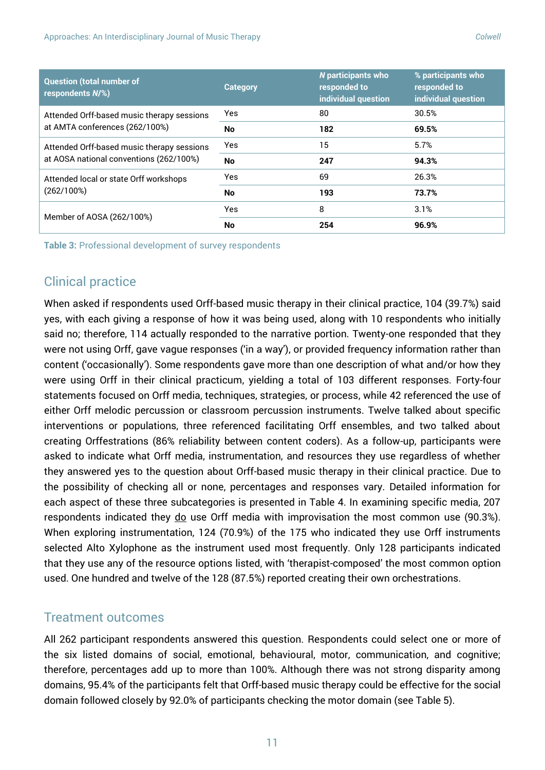| Question (total number of respondents *N*/%) | Category | *N* participants who responded to individual question | % participants who responded to individual question |
|---|---|---|---|
| Attended Orff-based music therapy sessions at AMTA conferences (262/100%) | Yes | 80 | 30.5% |
| | **No** | **182** | **69.5%** |
| Attended Orff-based music therapy sessions at AOSA national conventions (262/100%) | Yes | 15 | 5.7% |
| | **No** | **247** | **94.3%** |
| Attended local or state Orff workshops (262/100%) | Yes | 69 | 26.3% |
| | **No** | **193** | **73.7%** |
| Member of AOSA (262/100%) | Yes | 8 | 3.1% |
| | **No** | **254** | **96.9%** |

**Table 3:** Professional development of survey respondents

## Clinical practice

When asked if respondents used Orff-based music therapy in their clinical practice, 104 (39.7%) said yes, with each giving a response of how it was being used, along with 10 respondents who initially said no; therefore, 114 actually responded to the narrative portion. Twenty-one responded that they were not using Orff, gave vague responses ('in a way'), or provided frequency information rather than content ('occasionally'). Some respondents gave more than one description of what and/or how they were using Orff in their clinical practicum, yielding a total of 103 different responses. Forty-four statements focused on Orff media, techniques, strategies, or process, while 42 referenced the use of either Orff melodic percussion or classroom percussion instruments. Twelve talked about specific interventions or populations, three referenced facilitating Orff ensembles, and two talked about creating Orffestrations (86% reliability between content coders). As a follow-up, participants were asked to indicate what Orff media, instrumentation, and resources they use regardless of whether they answered yes to the question about Orff-based music therapy in their clinical practice. Due to the possibility of checking all or none, percentages and responses vary. Detailed information for each aspect of these three subcategories is presented in Table 4. In examining specific media, 207 respondents indicated they do use Orff media with improvisation the most common use (90.3%). When exploring instrumentation, 124 (70.9%) of the 175 who indicated they use Orff instruments selected Alto Xylophone as the instrument used most frequently. Only 128 participants indicated that they use any of the resource options listed, with 'therapist-composed' the most common option used. One hundred and twelve of the 128 (87.5%) reported creating their own orchestrations.

## Treatment outcomes

All 262 participant respondents answered this question. Respondents could select one or more of the six listed domains of social, emotional, behavioural, motor, communication, and cognitive; therefore, percentages add up to more than 100%. Although there was not strong disparity among domains, 95.4% of the participants felt that Orff-based music therapy could be effective for the social domain followed closely by 92.0% of participants checking the motor domain (see Table 5).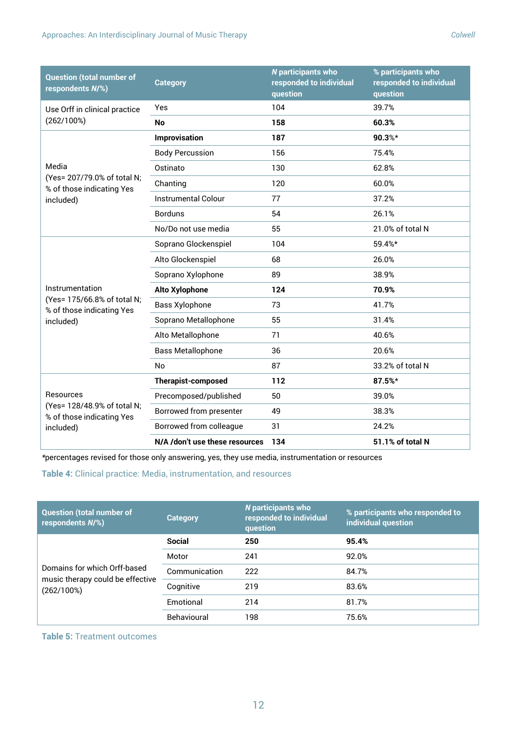| Question (total number of respondents *N*/%) | Category | *N* participants who responded to individual question | % participants who responded to individual question |
|---|---|---|---|
| Use Orff in clinical practice (262/100%) | Yes | 104 | 39.7% |
| | **No** | **158** | **60.3%** |
| Media (Yes= 207/79.0% of total N; % of those indicating Yes included) | **Improvisation** | **187** | **90.3%*** |
| | Body Percussion | 156 | 75.4% |
| | Ostinato | 130 | 62.8% |
| | Chanting | 120 | 60.0% |
| | Instrumental Colour | 77 | 37.2% |
| | Borduns | 54 | 26.1% |
| | No/Do not use media | 55 | 21.0% of total N |
| Instrumentation (Yes= 175/66.8% of total N; % of those indicating Yes included) | Soprano Glockenspiel | 104 | 59.4%* |
| | Alto Glockenspiel | 68 | 26.0% |
| | Soprano Xylophone | 89 | 38.9% |
| | **Alto Xylophone** | **124** | **70.9%** |
| | Bass Xylophone | 73 | 41.7% |
| | Soprano Metallophone | 55 | 31.4% |
| | Alto Metallophone | 71 | 40.6% |
| | Bass Metallophone | 36 | 20.6% |
| | No | 87 | 33.2% of total N |
| Resources (Yes= 128/48.9% of total N; % of those indicating Yes included) | **Therapist-composed** | **112** | **87.5%*** |
| | Precomposed/published | 50 | 39.0% |
| | Borrowed from presenter | 49 | 38.3% |
| | Borrowed from colleague | 31 | 24.2% |
| | **N/A /don't use these resources** | **134** | **51.1% of total N** |

*percentages revised for those only answering, yes, they use media, instrumentation or resources

**Table 4:** Clinical practice: Media, instrumentation, and resources

| Question (total number of respondents *N*/%) | Category | *N* participants who responded to individual question | % participants who responded to individual question |
|---|---|---|---|
| Domains for which Orff-based music therapy could be effective (262/100%) | **Social** | **250** | **95.4%** |
| | Motor | 241 | 92.0% |
| | Communication | 222 | 84.7% |
| | Cognitive | 219 | 83.6% |
| | Emotional | 214 | 81.7% |
| | Behavioural | 198 | 75.6% |

**Table 5:** Treatment outcomes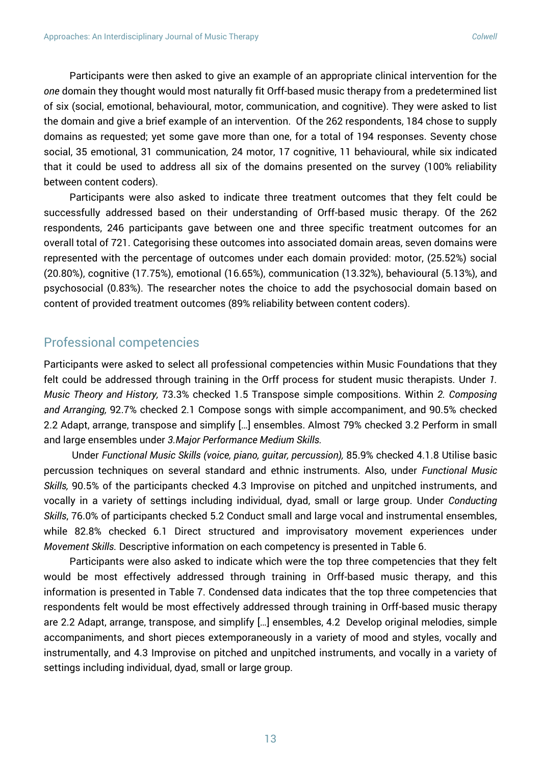Participants were then asked to give an example of an appropriate clinical intervention for the *one* domain they thought would most naturally fit Orff-based music therapy from a predetermined list of six (social, emotional, behavioural, motor, communication, and cognitive). They were asked to list the domain and give a brief example of an intervention. Of the 262 respondents, 184 chose to supply domains as requested; yet some gave more than one, for a total of 194 responses. Seventy chose social, 35 emotional, 31 communication, 24 motor, 17 cognitive, 11 behavioural, while six indicated that it could be used to address all six of the domains presented on the survey (100% reliability between content coders).

Participants were also asked to indicate three treatment outcomes that they felt could be successfully addressed based on their understanding of Orff-based music therapy. Of the 262 respondents, 246 participants gave between one and three specific treatment outcomes for an overall total of 721. Categorising these outcomes into associated domain areas, seven domains were represented with the percentage of outcomes under each domain provided: motor, (25.52%) social (20.80%), cognitive (17.75%), emotional (16.65%), communication (13.32%), behavioural (5.13%), and psychosocial (0.83%). The researcher notes the choice to add the psychosocial domain based on content of provided treatment outcomes (89% reliability between content coders).

## Professional competencies

Participants were asked to select all professional competencies within Music Foundations that they felt could be addressed through training in the Orff process for student music therapists. Under *1. Music Theory and History,* 73.3% checked 1.5 Transpose simple compositions. Within *2. Composing and Arranging,* 92.7% checked 2.1 Compose songs with simple accompaniment, and 90.5% checked 2.2 Adapt, arrange, transpose and simplify […] ensembles. Almost 79% checked 3.2 Perform in small and large ensembles under *3.Major Performance Medium Skills.*

Under *Functional Music Skills (voice, piano, guitar, percussion),* 85.9% checked 4.1.8 Utilise basic percussion techniques on several standard and ethnic instruments. Also, under *Functional Music Skills,* 90.5% of the participants checked 4.3 Improvise on pitched and unpitched instruments, and vocally in a variety of settings including individual, dyad, small or large group. Under *Conducting Skills*, 76.0% of participants checked 5.2 Conduct small and large vocal and instrumental ensembles, while 82.8% checked 6.1 Direct structured and improvisatory movement experiences under *Movement Skills.* Descriptive information on each competency is presented in Table 6.

Participants were also asked to indicate which were the top three competencies that they felt would be most effectively addressed through training in Orff-based music therapy, and this information is presented in Table 7. Condensed data indicates that the top three competencies that respondents felt would be most effectively addressed through training in Orff-based music therapy are 2.2 Adapt, arrange, transpose, and simplify […] ensembles, 4.2 Develop original melodies, simple accompaniments, and short pieces extemporaneously in a variety of mood and styles, vocally and instrumentally, and 4.3 Improvise on pitched and unpitched instruments, and vocally in a variety of settings including individual, dyad, small or large group.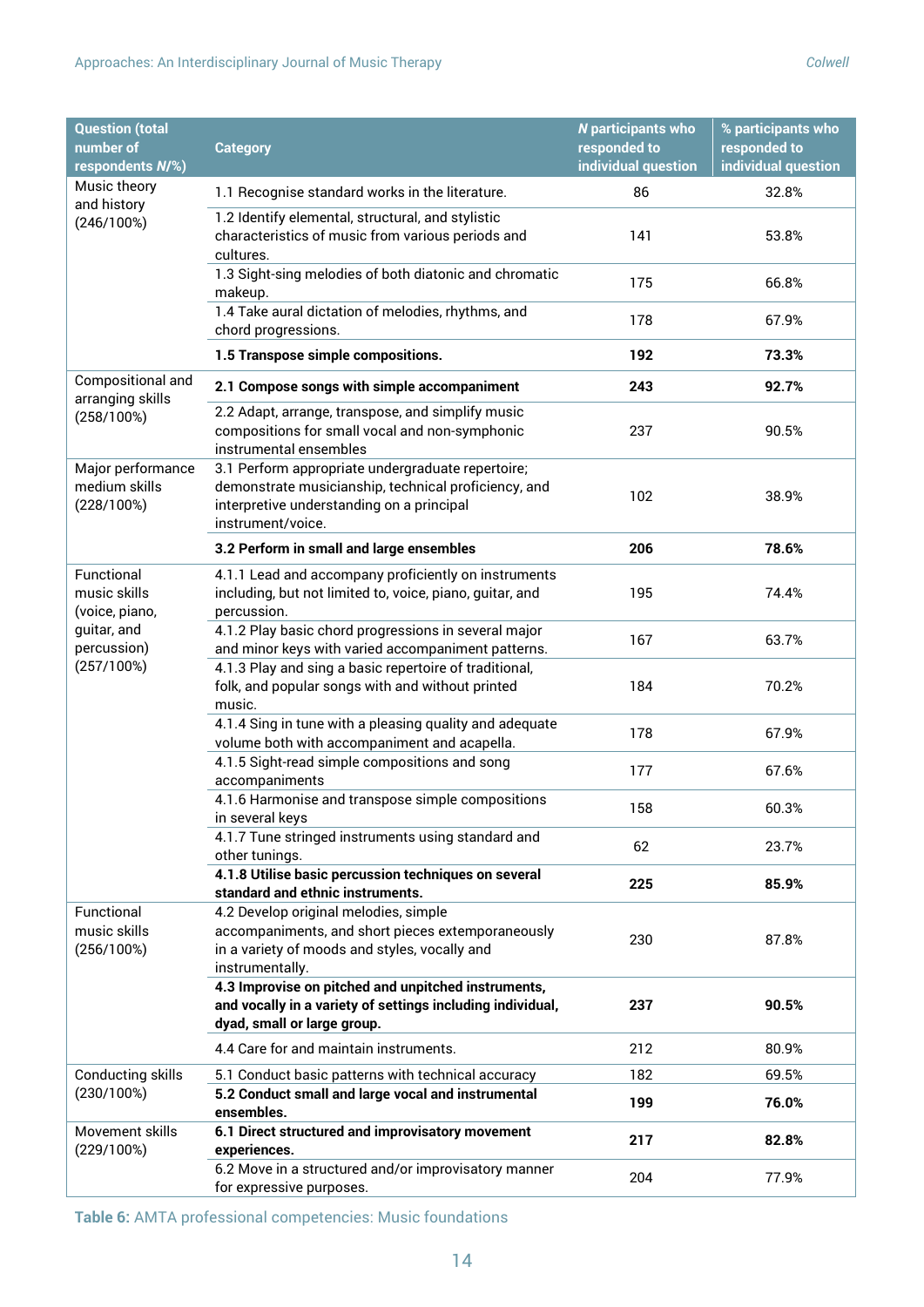| Question (total number of respondents *N*/%) | Category | *N* participants who responded to individual question | % participants who responded to individual question |
|---|---|---|---|
| Music theory and history (246/100%) | 1.1 Recognise standard works in the literature. | 86 | 32.8% |
| | 1.2 Identify elemental, structural, and stylistic characteristics of music from various periods and cultures. | 141 | 53.8% |
| | 1.3 Sight-sing melodies of both diatonic and chromatic makeup. | 175 | 66.8% |
| | 1.4 Take aural dictation of melodies, rhythms, and chord progressions. | 178 | 67.9% |
| | **1.5 Transpose simple compositions.** | **192** | **73.3%** |
| Compositional and arranging skills (258/100%) | **2.1 Compose songs with simple accompaniment** | **243** | **92.7%** |
| | 2.2 Adapt, arrange, transpose, and simplify music compositions for small vocal and non-symphonic instrumental ensembles | 237 | 90.5% |
| Major performance medium skills (228/100%) | 3.1 Perform appropriate undergraduate repertoire; demonstrate musicianship, technical proficiency, and interpretive understanding on a principal instrument/voice. | 102 | 38.9% |
| | **3.2 Perform in small and large ensembles** | **206** | **78.6%** |
| Functional music skills (voice, piano, guitar, and percussion) (257/100%) | 4.1.1 Lead and accompany proficiently on instruments including, but not limited to, voice, piano, guitar, and percussion. | 195 | 74.4% |
| | 4.1.2 Play basic chord progressions in several major and minor keys with varied accompaniment patterns. | 167 | 63.7% |
| | 4.1.3 Play and sing a basic repertoire of traditional, folk, and popular songs with and without printed music. | 184 | 70.2% |
| | 4.1.4 Sing in tune with a pleasing quality and adequate volume both with accompaniment and acapella. | 178 | 67.9% |
| | 4.1.5 Sight-read simple compositions and song accompaniments | 177 | 67.6% |
| | 4.1.6 Harmonise and transpose simple compositions in several keys | 158 | 60.3% |
| | 4.1.7 Tune stringed instruments using standard and other tunings. | 62 | 23.7% |
| | **4.1.8 Utilise basic percussion techniques on several standard and ethnic instruments.** | **225** | **85.9%** |
| Functional music skills (256/100%) | 4.2 Develop original melodies, simple accompaniments, and short pieces extemporaneously in a variety of moods and styles, vocally and instrumentally. | 230 | 87.8% |
| | **4.3 Improvise on pitched and unpitched instruments, and vocally in a variety of settings including individual, dyad, small or large group.** | **237** | **90.5%** |
| | 4.4 Care for and maintain instruments. | 212 | 80.9% |
| Conducting skills (230/100%) | 5.1 Conduct basic patterns with technical accuracy | 182 | 69.5% |
| | **5.2 Conduct small and large vocal and instrumental ensembles.** | **199** | **76.0%** |
| Movement skills (229/100%) | **6.1 Direct structured and improvisatory movement experiences.** | **217** | **82.8%** |
| | 6.2 Move in a structured and/or improvisatory manner for expressive purposes. | 204 | 77.9% |

**Table 6:** AMTA professional competencies: Music foundations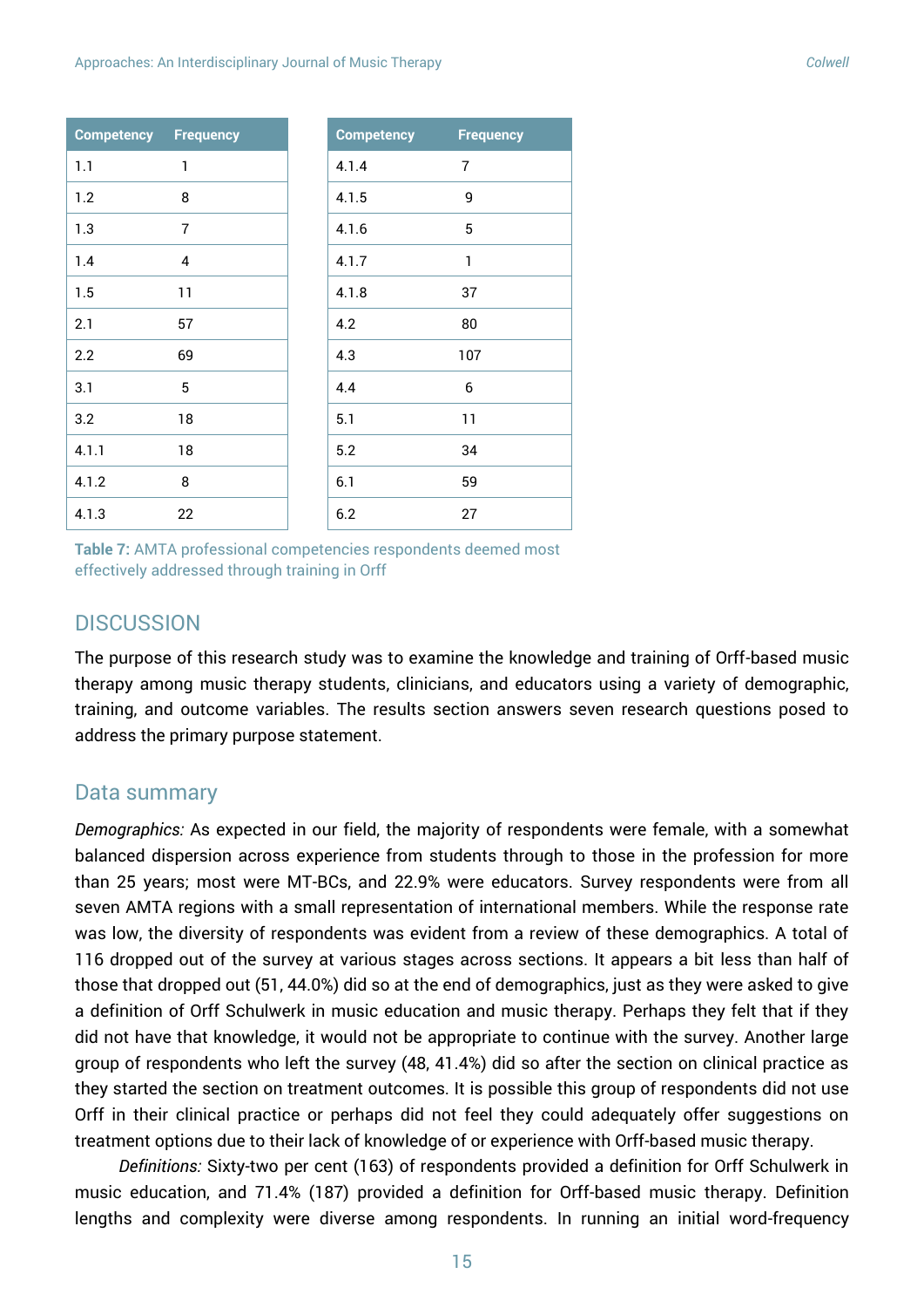| Competency | Frequency |
|---|---|
| 1.1 | 1 |
| 1.2 | 8 |
| 1.3 | 7 |
| 1.4 | 4 |
| 1.5 | 11 |
| 2.1 | 57 |
| 2.2 | 69 |
| 3.1 | 5 |
| 3.2 | 18 |
| 4.1.1 | 18 |
| 4.1.2 | 8 |
| 4.1.3 | 22 |
| 4.1.4 | 7 |
| 4.1.5 | 9 |
| 4.1.6 | 5 |
| 4.1.7 | 1 |
| 4.1.8 | 37 |
| 4.2 | 80 |
| 4.3 | 107 |
| 4.4 | 6 |
| 5.1 | 11 |
| 5.2 | 34 |
| 6.1 | 59 |
| 6.2 | 27 |

**Table 7:** AMTA professional competencies respondents deemed most effectively addressed through training in Orff

## DISCUSSION

The purpose of this research study was to examine the knowledge and training of Orff-based music therapy among music therapy students, clinicians, and educators using a variety of demographic, training, and outcome variables. The results section answers seven research questions posed to address the primary purpose statement.

### Data summary

*Demographics:* As expected in our field, the majority of respondents were female, with a somewhat balanced dispersion across experience from students through to those in the profession for more than 25 years; most were MT-BCs, and 22.9% were educators. Survey respondents were from all seven AMTA regions with a small representation of international members. While the response rate was low, the diversity of respondents was evident from a review of these demographics. A total of 116 dropped out of the survey at various stages across sections. It appears a bit less than half of those that dropped out (51, 44.0%) did so at the end of demographics, just as they were asked to give a definition of Orff Schulwerk in music education and music therapy. Perhaps they felt that if they did not have that knowledge, it would not be appropriate to continue with the survey. Another large group of respondents who left the survey (48, 41.4%) did so after the section on clinical practice as they started the section on treatment outcomes. It is possible this group of respondents did not use Orff in their clinical practice or perhaps did not feel they could adequately offer suggestions on treatment options due to their lack of knowledge of or experience with Orff-based music therapy.

*Definitions:* Sixty-two per cent (163) of respondents provided a definition for Orff Schulwerk in music education, and 71.4% (187) provided a definition for Orff-based music therapy. Definition lengths and complexity were diverse among respondents. In running an initial word-frequency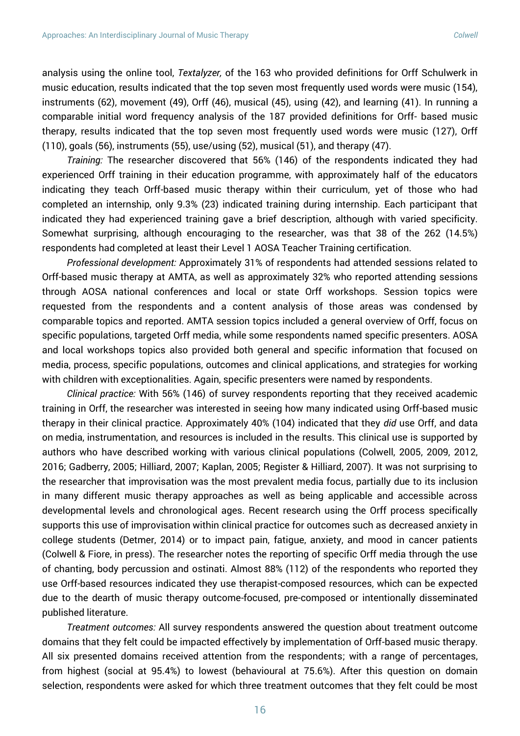analysis using the online tool, *Textalyzer,* of the 163 who provided definitions for Orff Schulwerk in music education, results indicated that the top seven most frequently used words were music (154), instruments (62), movement (49), Orff (46), musical (45), using (42), and learning (41). In running a comparable initial word frequency analysis of the 187 provided definitions for Orff- based music therapy, results indicated that the top seven most frequently used words were music (127), Orff (110), goals (56), instruments (55), use/using (52), musical (51), and therapy (47).

*Training:* The researcher discovered that 56% (146) of the respondents indicated they had experienced Orff training in their education programme, with approximately half of the educators indicating they teach Orff-based music therapy within their curriculum, yet of those who had completed an internship, only 9.3% (23) indicated training during internship. Each participant that indicated they had experienced training gave a brief description, although with varied specificity. Somewhat surprising, although encouraging to the researcher, was that 38 of the 262 (14.5%) respondents had completed at least their Level 1 AOSA Teacher Training certification.

*Professional development:* Approximately 31% of respondents had attended sessions related to Orff-based music therapy at AMTA, as well as approximately 32% who reported attending sessions through AOSA national conferences and local or state Orff workshops. Session topics were requested from the respondents and a content analysis of those areas was condensed by comparable topics and reported. AMTA session topics included a general overview of Orff, focus on specific populations, targeted Orff media, while some respondents named specific presenters. AOSA and local workshops topics also provided both general and specific information that focused on media, process, specific populations, outcomes and clinical applications, and strategies for working with children with exceptionalities. Again, specific presenters were named by respondents.

*Clinical practice:* With 56% (146) of survey respondents reporting that they received academic training in Orff, the researcher was interested in seeing how many indicated using Orff-based music therapy in their clinical practice. Approximately 40% (104) indicated that they *did* use Orff, and data on media, instrumentation, and resources is included in the results. This clinical use is supported by authors who have described working with various clinical populations (Colwell, 2005, 2009, 2012, 2016; Gadberry, 2005; Hilliard, 2007; Kaplan, 2005; Register & Hilliard, 2007). It was not surprising to the researcher that improvisation was the most prevalent media focus, partially due to its inclusion in many different music therapy approaches as well as being applicable and accessible across developmental levels and chronological ages. Recent research using the Orff process specifically supports this use of improvisation within clinical practice for outcomes such as decreased anxiety in college students (Detmer, 2014) or to impact pain, fatigue, anxiety, and mood in cancer patients (Colwell & Fiore, in press). The researcher notes the reporting of specific Orff media through the use of chanting, body percussion and ostinati. Almost 88% (112) of the respondents who reported they use Orff-based resources indicated they use therapist-composed resources, which can be expected due to the dearth of music therapy outcome-focused, pre-composed or intentionally disseminated published literature.

*Treatment outcomes:* All survey respondents answered the question about treatment outcome domains that they felt could be impacted effectively by implementation of Orff-based music therapy. All six presented domains received attention from the respondents; with a range of percentages, from highest (social at 95.4%) to lowest (behavioural at 75.6%). After this question on domain selection, respondents were asked for which three treatment outcomes that they felt could be most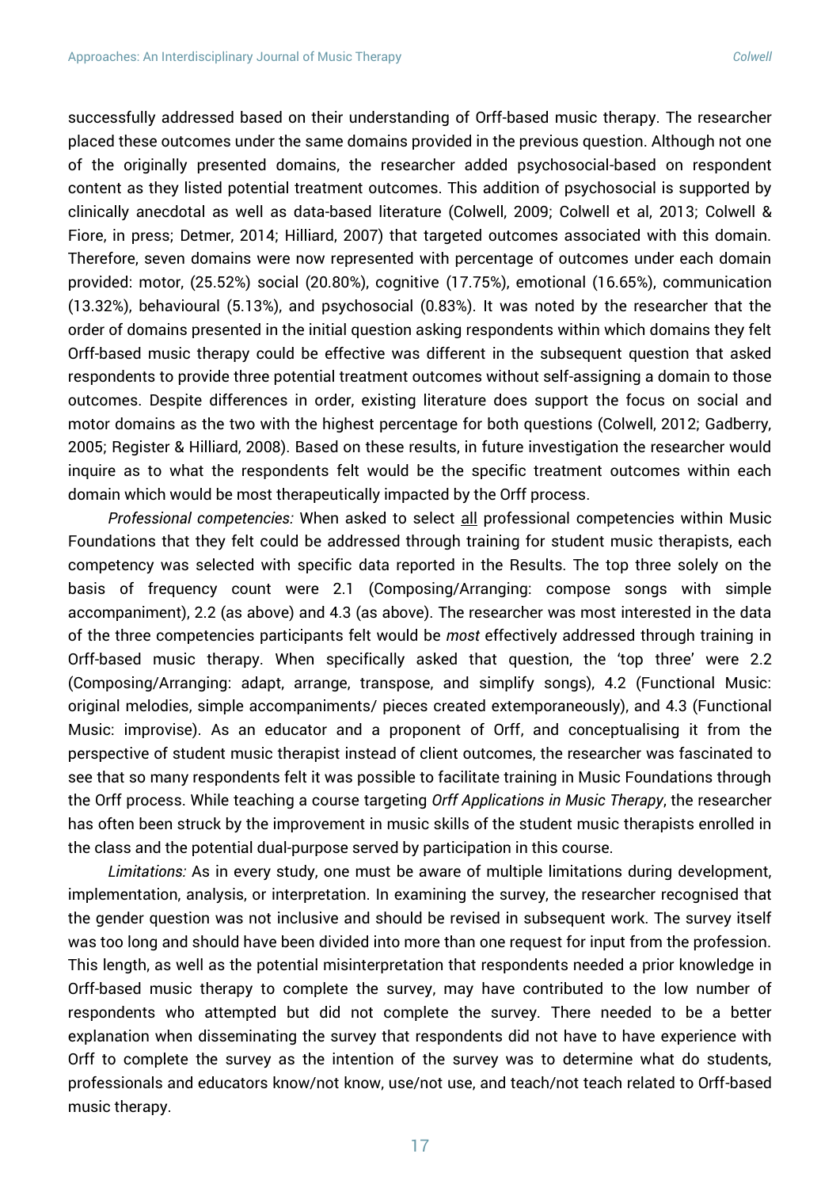successfully addressed based on their understanding of Orff-based music therapy. The researcher placed these outcomes under the same domains provided in the previous question. Although not one of the originally presented domains, the researcher added psychosocial-based on respondent content as they listed potential treatment outcomes. This addition of psychosocial is supported by clinically anecdotal as well as data-based literature (Colwell, 2009; Colwell et al, 2013; Colwell & Fiore, in press; Detmer, 2014; Hilliard, 2007) that targeted outcomes associated with this domain. Therefore, seven domains were now represented with percentage of outcomes under each domain provided: motor, (25.52%) social (20.80%), cognitive (17.75%), emotional (16.65%), communication (13.32%), behavioural (5.13%), and psychosocial (0.83%). It was noted by the researcher that the order of domains presented in the initial question asking respondents within which domains they felt Orff-based music therapy could be effective was different in the subsequent question that asked respondents to provide three potential treatment outcomes without self-assigning a domain to those outcomes. Despite differences in order, existing literature does support the focus on social and motor domains as the two with the highest percentage for both questions (Colwell, 2012; Gadberry, 2005; Register & Hilliard, 2008). Based on these results, in future investigation the researcher would inquire as to what the respondents felt would be the specific treatment outcomes within each domain which would be most therapeutically impacted by the Orff process.

*Professional competencies:* When asked to select <u>all</u> professional competencies within Music Foundations that they felt could be addressed through training for student music therapists, each competency was selected with specific data reported in the Results. The top three solely on the basis of frequency count were 2.1 (Composing/Arranging: compose songs with simple accompaniment), 2.2 (as above) and 4.3 (as above). The researcher was most interested in the data of the three competencies participants felt would be *most* effectively addressed through training in Orff-based music therapy. When specifically asked that question, the 'top three' were 2.2 (Composing/Arranging: adapt, arrange, transpose, and simplify songs), 4.2 (Functional Music: original melodies, simple accompaniments/ pieces created extemporaneously), and 4.3 (Functional Music: improvise). As an educator and a proponent of Orff, and conceptualising it from the perspective of student music therapist instead of client outcomes, the researcher was fascinated to see that so many respondents felt it was possible to facilitate training in Music Foundations through the Orff process. While teaching a course targeting *Orff Applications in Music Therapy*, the researcher has often been struck by the improvement in music skills of the student music therapists enrolled in the class and the potential dual-purpose served by participation in this course.

*Limitations:* As in every study, one must be aware of multiple limitations during development, implementation, analysis, or interpretation. In examining the survey, the researcher recognised that the gender question was not inclusive and should be revised in subsequent work. The survey itself was too long and should have been divided into more than one request for input from the profession. This length, as well as the potential misinterpretation that respondents needed a prior knowledge in Orff-based music therapy to complete the survey, may have contributed to the low number of respondents who attempted but did not complete the survey. There needed to be a better explanation when disseminating the survey that respondents did not have to have experience with Orff to complete the survey as the intention of the survey was to determine what do students, professionals and educators know/not know, use/not use, and teach/not teach related to Orff-based music therapy.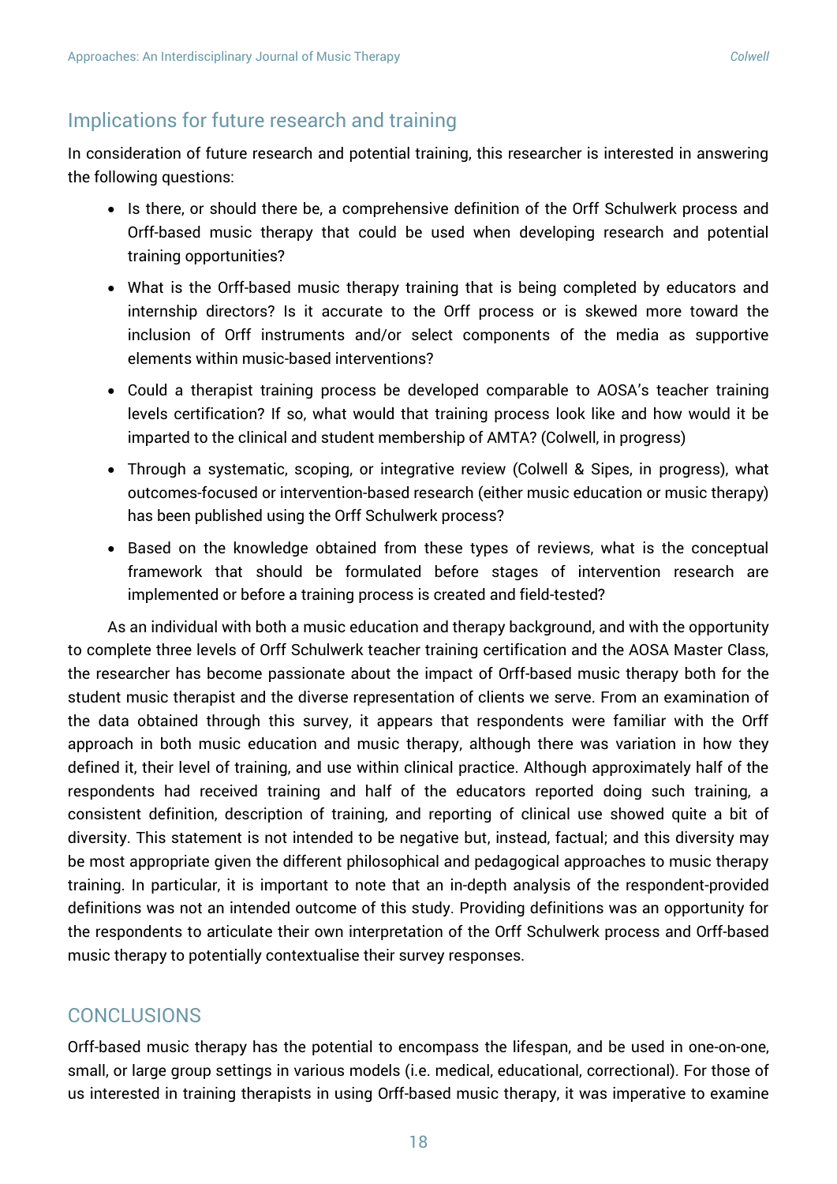## Implications for future research and training

In consideration of future research and potential training, this researcher is interested in answering the following questions:

- Is there, or should there be, a comprehensive definition of the Orff Schulwerk process and Orff-based music therapy that could be used when developing research and potential training opportunities?
- What is the Orff-based music therapy training that is being completed by educators and internship directors? Is it accurate to the Orff process or is skewed more toward the inclusion of Orff instruments and/or select components of the media as supportive elements within music-based interventions?
- Could a therapist training process be developed comparable to AOSA's teacher training levels certification? If so, what would that training process look like and how would it be imparted to the clinical and student membership of AMTA? (Colwell, in progress)
- Through a systematic, scoping, or integrative review (Colwell & Sipes, in progress), what outcomes-focused or intervention-based research (either music education or music therapy) has been published using the Orff Schulwerk process?
- Based on the knowledge obtained from these types of reviews, what is the conceptual framework that should be formulated before stages of intervention research are implemented or before a training process is created and field-tested?

As an individual with both a music education and therapy background, and with the opportunity to complete three levels of Orff Schulwerk teacher training certification and the AOSA Master Class, the researcher has become passionate about the impact of Orff-based music therapy both for the student music therapist and the diverse representation of clients we serve. From an examination of the data obtained through this survey, it appears that respondents were familiar with the Orff approach in both music education and music therapy, although there was variation in how they defined it, their level of training, and use within clinical practice. Although approximately half of the respondents had received training and half of the educators reported doing such training, a consistent definition, description of training, and reporting of clinical use showed quite a bit of diversity. This statement is not intended to be negative but, instead, factual; and this diversity may be most appropriate given the different philosophical and pedagogical approaches to music therapy training. In particular, it is important to note that an in-depth analysis of the respondent-provided definitions was not an intended outcome of this study. Providing definitions was an opportunity for the respondents to articulate their own interpretation of the Orff Schulwerk process and Orff-based music therapy to potentially contextualise their survey responses.

## CONCLUSIONS

Orff-based music therapy has the potential to encompass the lifespan, and be used in one-on-one, small, or large group settings in various models (i.e. medical, educational, correctional). For those of us interested in training therapists in using Orff-based music therapy, it was imperative to examine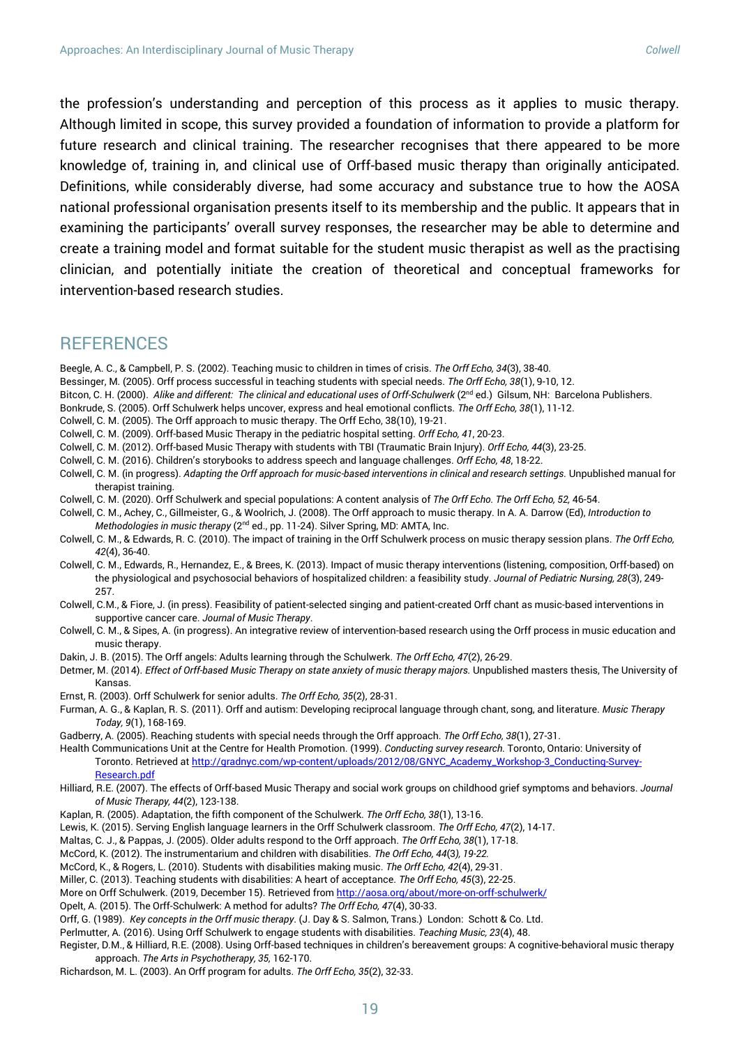the profession's understanding and perception of this process as it applies to music therapy. Although limited in scope, this survey provided a foundation of information to provide a platform for future research and clinical training. The researcher recognises that there appeared to be more knowledge of, training in, and clinical use of Orff-based music therapy than originally anticipated. Definitions, while considerably diverse, had some accuracy and substance true to how the AOSA national professional organisation presents itself to its membership and the public. It appears that in examining the participants' overall survey responses, the researcher may be able to determine and create a training model and format suitable for the student music therapist as well as the practising clinician, and potentially initiate the creation of theoretical and conceptual frameworks for intervention-based research studies.

## REFERENCES

Beegle, A. C., & Campbell, P. S. (2002). Teaching music to children in times of crisis. *The Orff Echo, 34*(3), 38-40.

Bessinger, M. (2005). Orff process successful in teaching students with special needs. *The Orff Echo, 38*(1), 9-10, 12.

Bitcon, C. H. (2000). *Alike and different: The clinical and educational uses of Orff-Schulwerk* (2nd ed.) Gilsum, NH: Barcelona Publishers.

Bonkrude, S. (2005). Orff Schulwerk helps uncover, express and heal emotional conflicts. *The Orff Echo, 38*(1), 11-12.

Colwell, C. M. (2005). The Orff approach to music therapy. The Orff Echo, 38(10), 19-21.

Colwell, C. M. (2009). Orff-based Music Therapy in the pediatric hospital setting. *Orff Echo, 41*, 20-23.

Colwell, C. M. (2012). Orff-based Music Therapy with students with TBI (Traumatic Brain Injury). *Orff Echo, 44*(3), 23-25.

Colwell, C. M. (2016). Children's storybooks to address speech and language challenges. *Orff Echo, 48*, 18-22.

Colwell, C. M. (in progress). *Adapting the Orff approach for music-based interventions in clinical and research settings.* Unpublished manual for therapist training.

Colwell, C. M. (2020). Orff Schulwerk and special populations: A content analysis of *The Orff Echo*. *The Orff Echo, 52,* 46-54.

Colwell, C. M., Achey, C., Gillmeister, G., & Woolrich, J. (2008). The Orff approach to music therapy. In A. A. Darrow (Ed), *Introduction to Methodologies in music therapy* (2nd ed., pp. 11-24). Silver Spring, MD: AMTA, Inc.

Colwell, C. M., & Edwards, R. C. (2010). The impact of training in the Orff Schulwerk process on music therapy session plans. *The Orff Echo, 42*(4), 36-40.

Colwell, C. M., Edwards, R., Hernandez, E., & Brees, K. (2013). Impact of music therapy interventions (listening, composition, Orff-based) on the physiological and psychosocial behaviors of hospitalized children: a feasibility study. *Journal of Pediatric Nursing, 28*(3), 249-257.

Colwell, C.M., & Fiore, J. (in press). Feasibility of patient-selected singing and patient-created Orff chant as music-based interventions in supportive cancer care. *Journal of Music Therapy*.

Colwell, C. M., & Sipes, A. (in progress). An integrative review of intervention-based research using the Orff process in music education and music therapy.

Dakin, J. B. (2015). The Orff angels: Adults learning through the Schulwerk. *The Orff Echo, 47*(2), 26-29.

Detmer, M. (2014). *Effect of Orff-based Music Therapy on state anxiety of music therapy majors.* Unpublished masters thesis, The University of Kansas.

Ernst, R. (2003). Orff Schulwerk for senior adults. *The Orff Echo, 35*(2), 28-31.

Furman, A. G., & Kaplan, R. S. (2011). Orff and autism: Developing reciprocal language through chant, song, and literature. *Music Therapy Today, 9*(1), 168-169.

Gadberry, A. (2005). Reaching students with special needs through the Orff approach. *The Orff Echo, 38*(1), 27-31.

Health Communications Unit at the Centre for Health Promotion. (1999). *Conducting survey research.* Toronto, Ontario: University of Toronto. Retrieved at http://gradnyc.com/wp-content/uploads/2012/08/GNYC_Academy_Workshop-3_Conducting-Survey-Research.pdf

Hilliard, R.E. (2007). The effects of Orff-based Music Therapy and social work groups on childhood grief symptoms and behaviors. *Journal of Music Therapy, 44*(2), 123-138.

Kaplan, R. (2005). Adaptation, the fifth component of the Schulwerk. *The Orff Echo, 38*(1), 13-16.

Lewis, K. (2015). Serving English language learners in the Orff Schulwerk classroom. *The Orff Echo, 47*(2), 14-17.

Maltas, C. J., & Pappas, J. (2005). Older adults respond to the Orff approach. *The Orff Echo, 38*(1), 17-18.

McCord, K. (2012). The instrumentarium and children with disabilities. *The Orff Echo, 44*(3*), 19-22.*

McCord, K., & Rogers, L. (2010). Students with disabilities making music. *The Orff Echo, 42*(4), 29-31.

Miller, C. (2013). Teaching students with disabilities: A heart of acceptance. *The Orff Echo, 45*(3), 22-25.

More on Orff Schulwerk. (2019, December 15). Retrieved from http://aosa.org/about/more-on-orff-schulwerk/

Opelt, A. (2015). The Orff-Schulwerk: A method for adults? *The Orff Echo, 47*(4), 30-33.

Orff, G. (1989). *Key concepts in the Orff music therapy*. (J. Day & S. Salmon, Trans.) London: Schott & Co. Ltd.

Perlmutter, A. (2016). Using Orff Schulwerk to engage students with disabilities. *Teaching Music, 23*(4), 48.

Register, D.M., & Hilliard, R.E. (2008). Using Orff-based techniques in children's bereavement groups: A cognitive-behavioral music therapy approach. *The Arts in Psychotherapy, 35,* 162-170.

Richardson, M. L. (2003). An Orff program for adults. *The Orff Echo, 35*(2), 32-33.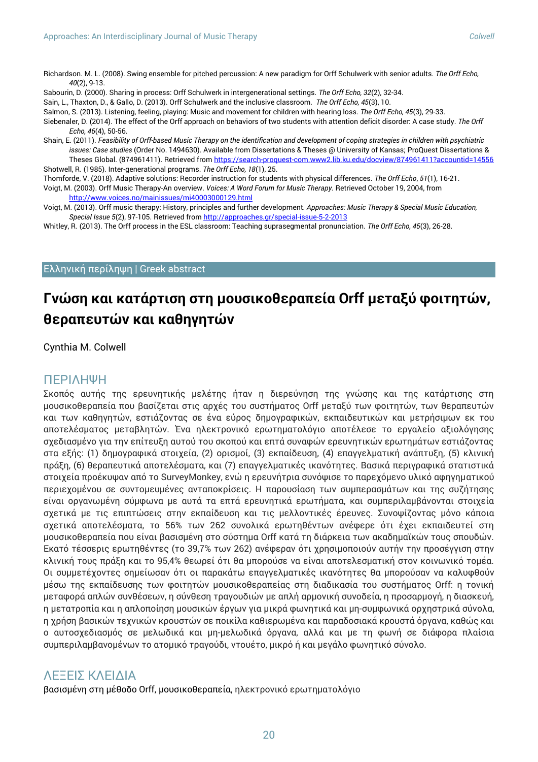Richardson. M. L. (2008). Swing ensemble for pitched percussion: A new paradigm for Orff Schulwerk with senior adults. *The Orff Echo, 40*(2), 9-13.

Sabourin, D. (2000). Sharing in process: Orff Schulwerk in intergenerational settings. *The Orff Echo, 32*(2), 32-34.

Sain, L., Thaxton, D., & Gallo, D. (2013). Orff Schulwerk and the inclusive classroom. *The Orff Echo, 45*(3), 10.

Salmon, S. (2013). Listening, feeling, playing: Music and movement for children with hearing loss. *The Orff Echo, 45*(3), 29-33.

Siebenaler, D. (2014). The effect of the Orff approach on behaviors of two students with attention deficit disorder: A case study. *The Orff Echo, 46*(4), 50-56.

Shain, E. (2011). *Feasibility of Orff-based Music Therapy on the identification and development of coping strategies in children with psychiatric issues: Case studies* (Order No. 1494630). Available from Dissertations & Theses @ University of Kansas; ProQuest Dissertations & Theses Global. (874961411). Retrieved from https://search-proquest-com.www2.lib.ku.edu/docview/874961411?accountid=14556

Shotwell, R. (1985). Inter-generational programs. *The Orff Echo, 18*(1), 25.

Thomforde, V. (2018). Adaptive solutions: Recorder instruction for students with physical differences. *The Orff Echo*, *51*(1), 16-21.

Voigt, M. (2003). Orff Music Therapy-An overview. *Voices: A Word Forum for Music Therapy.* Retrieved October 19, 2004, from http://www.voices.no/mainissues/mi40003000129.html

Voigt, M. (2013). Orff music therapy: History, principles and further development. *Approaches: Music Therapy & Special Music Education, Special Issue 5*(2), 97-105. Retrieved from http://approaches.gr/special-issue-5-2-2013

Whitley, R. (2013). The Orff process in the ESL classroom: Teaching suprasegmental pronunciation. *The Orff Echo, 45*(3), 26-28.

Ελληνική περίληψη | Greek abstract

# Γνώση και κατάρτιση στη μουσικοθεραπεία Orff μεταξύ φοιτητών, θεραπευτών και καθηγητών

Cynthia M. Colwell

## ΠΕΡΙΛΗΨΗ

Σκοπός αυτής της ερευνητικής μελέτης ήταν η διερεύνηση της γνώσης και της κατάρτισης στη μουσικοθεραπεία που βασίζεται στις αρχές του συστήματος Orff μεταξύ των φοιτητών, των θεραπευτών και των καθηγητών, εστιάζοντας σε ένα εύρος δημογραφικών, εκπαιδευτικών και μετρήσιμων εκ του αποτελέσματος μεταβλητών. Ένα ηλεκτρονικό ερωτηματολόγιο αποτέλεσε το εργαλείο αξιολόγησης σχεδιασμένο για την επίτευξη αυτού του σκοπού και επτά συναφών ερευνητικών ερωτημάτων εστιάζοντας στα εξής: (1) δημογραφικά στοιχεία, (2) ορισμοί, (3) εκπαίδευση, (4) επαγγελματική ανάπτυξη, (5) κλινική πράξη, (6) θεραπευτικά αποτελέσματα, και (7) επαγγελματικές ικανότητες. Βασικά περιγραφικά στατιστικά στοιχεία προέκυψαν από το SurveyMonkey, ενώ η ερευνήτρια συνόψισε το παρεχόμενο υλικό αφηγηματικού περιεχομένου σε συντομευμένες ανταποκρίσεις. Η παρουσίαση των συμπερασμάτων και της συζήτησης είναι οργανωμένη σύμφωνα με αυτά τα επτά ερευνητικά ερωτήματα, και συμπεριλαμβάνονται στοιχεία σχετικά με τις επιπτώσεις στην εκπαίδευση και τις μελλοντικές έρευνες. Συνοψίζοντας μόνο κάποια σχετικά αποτελέσματα, το 56% των 262 συνολικά ερωτηθέντων ανέφερε ότι έχει εκπαιδευτεί στη μουσικοθεραπεία που είναι βασισμένη στο σύστημα Orff κατά τη διάρκεια των ακαδημαϊκών τους σπουδών. Εκατό τέσσερις ερωτηθέντες (το 39,7% των 262) ανέφεραν ότι χρησιμοποιούν αυτήν την προσέγγιση στην κλινική τους πράξη και το 95,4% θεωρεί ότι θα μπορούσε να είναι αποτελεσματική στον κοινωνικό τομέα. Οι συμμετέχοντες σημείωσαν ότι οι παρακάτω επαγγελματικές ικανότητες θα μπορούσαν να καλυφθούν μέσω της εκπαίδευσης των φοιτητών μουσικοθεραπείας στη διαδικασία του συστήματος Orff: η τονική μεταφορά απλών συνθέσεων, η σύνθεση τραγουδιών με απλή αρμονική συνοδεία, η προσαρμογή, η διασκευή, η μετατροπία και η απλοποίηση μουσικών έργων για μικρά φωνητικά και μη-συμφωνικά ορχηστρικά σύνολα, η χρήση βασικών τεχνικών κρουστών σε ποικίλα καθιερωμένα και παραδοσιακά κρουστά όργανα, καθώς και ο αυτοσχεδιασμός σε μελωδικά και μη-μελωδικά όργανα, αλλά και με τη φωνή σε διάφορα πλαίσια συμπεριλαμβανομένων το ατομικό τραγούδι, ντουέτο, μικρό ή και μεγάλο φωνητικό σύνολο.

## ΛΕΞΕΙΣ ΚΛΕΙΔΙΑ

βασισμένη στη μέθοδο Orff, μουσικοθεραπεία, ηλεκτρονικό ερωτηματολόγιο